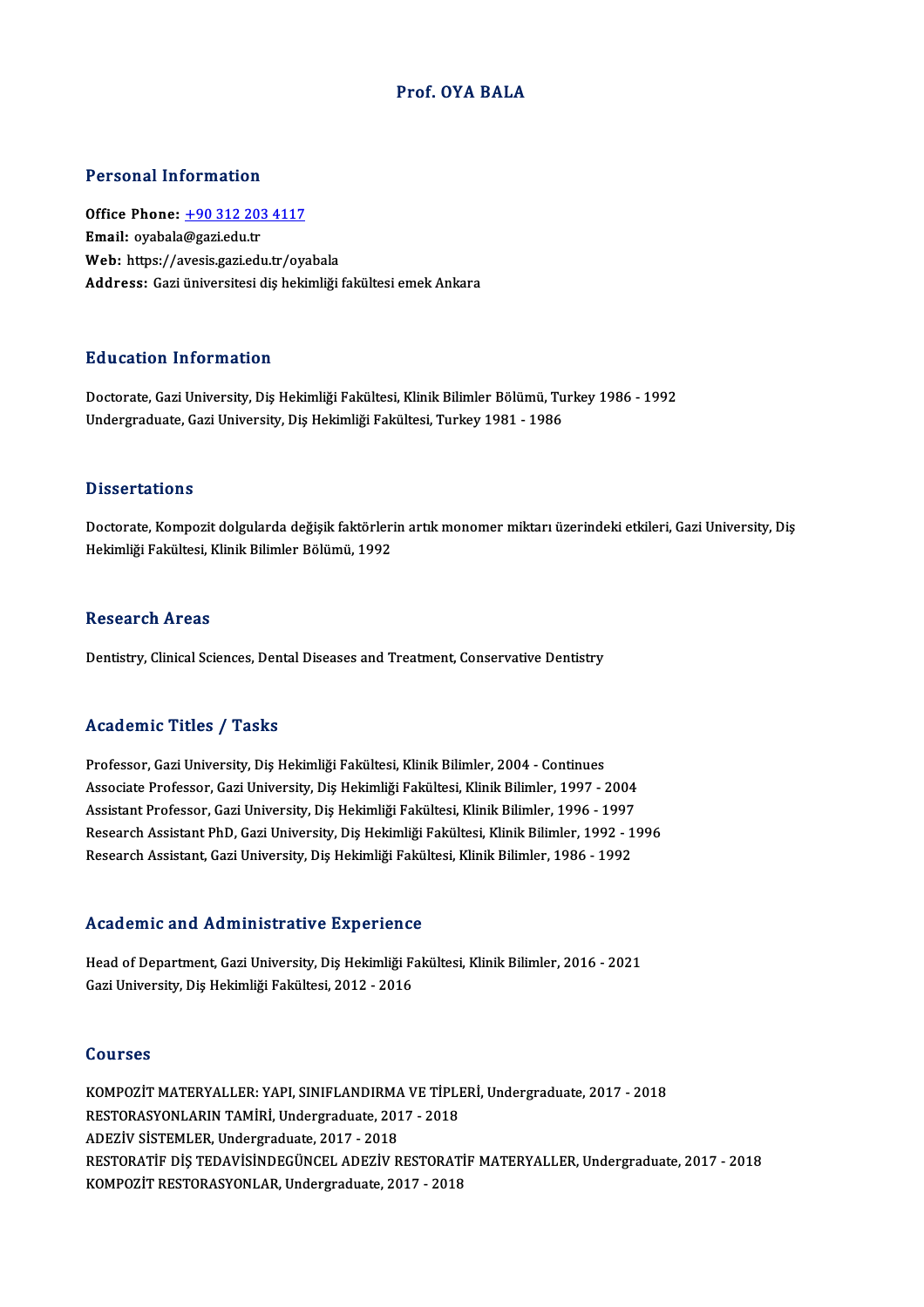# Prof. OYA BALA

## Personal Information

**Office Phone:** +90 312 203 4117
**Email:** oyabala@gazi.edu.tr
**Web:** https://avesis.gazi.edu.tr/oyabala
**Address:** Gazi üniversitesi diş hekimliği fakültesi emek Ankara

## Education Information

Doctorate, Gazi University, Diş Hekimliği Fakültesi, Klinik Bilimler Bölümü, Turkey 1986 - 1992
Undergraduate, Gazi University, Diş Hekimliği Fakültesi, Turkey 1981 - 1986

## Dissertations

Doctorate, Kompozit dolgularda değişik faktörlerin artık monomer miktarı üzerindeki etkileri, Gazi University, Diş Hekimliği Fakültesi, Klinik Bilimler Bölümü, 1992

## Research Areas

Dentistry, Clinical Sciences, Dental Diseases and Treatment, Conservative Dentistry

## Academic Titles / Tasks

Professor, Gazi University, Diş Hekimliği Fakültesi, Klinik Bilimler, 2004 - Continues
Associate Professor, Gazi University, Diş Hekimliği Fakültesi, Klinik Bilimler, 1997 - 2004
Assistant Professor, Gazi University, Diş Hekimliği Fakültesi, Klinik Bilimler, 1996 - 1997
Research Assistant PhD, Gazi University, Diş Hekimliği Fakültesi, Klinik Bilimler, 1992 - 1996
Research Assistant, Gazi University, Diş Hekimliği Fakültesi, Klinik Bilimler, 1986 - 1992

## Academic and Administrative Experience

Head of Department, Gazi University, Diş Hekimliği Fakültesi, Klinik Bilimler, 2016 - 2021
Gazi University, Diş Hekimliği Fakültesi, 2012 - 2016

## Courses

KOMPOZİT MATERYALLER: YAPI, SINIFLANDIRMA VE TİPLERİ, Undergraduate, 2017 - 2018
RESTORASYONLARIN TAMİRİ, Undergraduate, 2017 - 2018
ADEZİV SİSTEMLER, Undergraduate, 2017 - 2018
RESTORATİF DİŞ TEDAVİSİNDEGÜNCEL ADEZİV RESTORATİF MATERYALLER, Undergraduate, 2017 - 2018
KOMPOZİT RESTORASYONLAR, Undergraduate, 2017 - 2018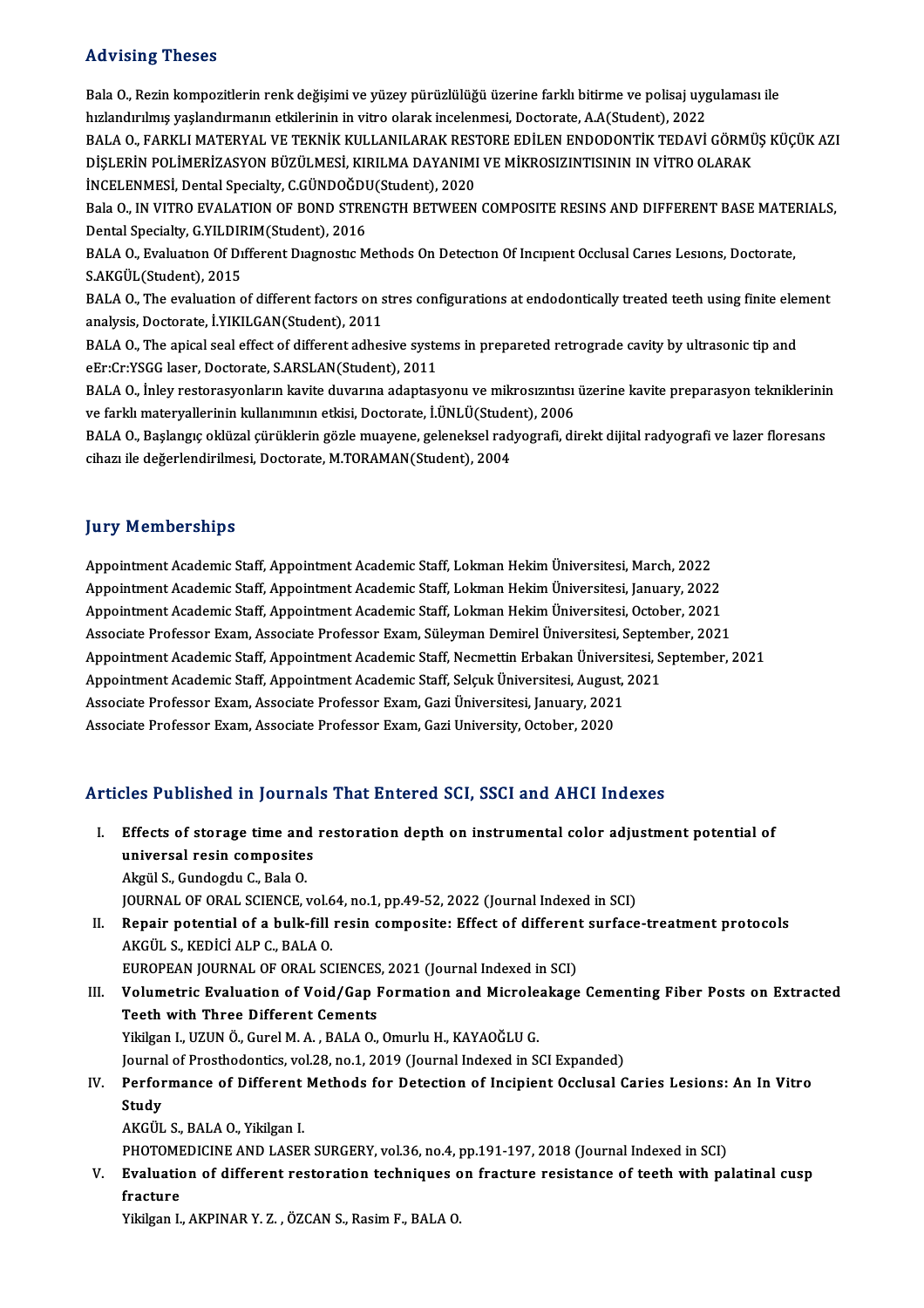## Advising Theses

Bala O., Rezin kompozitlerin renk değişimi ve yüzey pürüzlülüğü üzerine farklı bitirme ve polisaj uygulaması ile hızlandırılmış yaşlandırmanın etkilerinin in vitro olarak incelenmesi, Doctorate, A.A(Student), 2022

BALA O., FARKLI MATERYAL VE TEKNİK KULLANILARAK RESTORE EDİLEN ENDODONTİK TEDAVİ GÖRMÜŞ KÜÇÜK AZI DİŞLERİN POLİMERİZASYON BÜZÜLMESİ, KIRILMA DAYANIMI VE MİKROSIZINTISININ IN VİTRO OLARAK İNCELENMESİ, Dental Specialty, C.GÜNDOĞDU(Student), 2020

Bala O., IN VITRO EVALATION OF BOND STRENGTH BETWEEN COMPOSITE RESINS AND DIFFERENT BASE MATERIALS, Dental Specialty, G.YILDIRIM(Student), 2016

BALA O., Evaluatıon Of Dıfferent Dıagnostıc Methods On Detectıon Of Incıpıent Occlusal Carıes Lesıons, Doctorate, S.AKGÜL(Student), 2015

BALA O., The evaluation of different factors on stres configurations at endodontically treated teeth using finite element analysis, Doctorate, İ.YIKILGAN(Student), 2011

BALA O., The apical seal effect of different adhesive systems in prepareted retrograde cavity by ultrasonic tip and eEr:Cr:YSGG laser, Doctorate, S.ARSLAN(Student), 2011

BALA O., İnley restorasyonların kavite duvarına adaptasyonu ve mikrosızıntısı üzerine kavite preparasyon tekniklerinin ve farklı materyallerinin kullanımının etkisi, Doctorate, İ.ÜNLÜ(Student), 2006

BALA O., Başlangıç oklüzal çürüklerin gözle muayene, geleneksel radyografi, direkt dijital radyografi ve lazer floresans cihazı ile değerlendirilmesi, Doctorate, M.TORAMAN(Student), 2004

## Jury Memberships

Appointment Academic Staff, Appointment Academic Staff, Lokman Hekim Üniversitesi, March, 2022
Appointment Academic Staff, Appointment Academic Staff, Lokman Hekim Üniversitesi, January, 2022
Appointment Academic Staff, Appointment Academic Staff, Lokman Hekim Üniversitesi, October, 2021
Associate Professor Exam, Associate Professor Exam, Süleyman Demirel Üniversitesi, September, 2021
Appointment Academic Staff, Appointment Academic Staff, Necmettin Erbakan Üniversitesi, September, 2021
Appointment Academic Staff, Appointment Academic Staff, Selçuk Üniversitesi, August, 2021
Associate Professor Exam, Associate Professor Exam, Gazi Üniversitesi, January, 2021
Associate Professor Exam, Associate Professor Exam, Gazi University, October, 2020

## Articles Published in Journals That Entered SCI, SSCI and AHCI Indexes

I. **Effects of storage time and restoration depth on instrumental color adjustment potential of universal resin composites**
Akgül S., Gundogdu C., Bala O.
JOURNAL OF ORAL SCIENCE, vol.64, no.1, pp.49-52, 2022 (Journal Indexed in SCI)

II. **Repair potential of a bulk-fill resin composite: Effect of different surface-treatment protocols**
AKGÜL S., KEDİCİ ALP C., BALA O.
EUROPEAN JOURNAL OF ORAL SCIENCES, 2021 (Journal Indexed in SCI)

III. **Volumetric Evaluation of Void/Gap Formation and Microleakage Cementing Fiber Posts on Extracted Teeth with Three Different Cements**
Yikilgan I., UZUN Ö., Gurel M. A. , BALA O., Omurlu H., KAYAOĞLU G.
Journal of Prosthodontics, vol.28, no.1, 2019 (Journal Indexed in SCI Expanded)

IV. **Performance of Different Methods for Detection of Incipient Occlusal Caries Lesions: An In Vitro Study**
AKGÜL S., BALA O., Yikilgan I.
PHOTOMEDICINE AND LASER SURGERY, vol.36, no.4, pp.191-197, 2018 (Journal Indexed in SCI)

V. **Evaluation of different restoration techniques on fracture resistance of teeth with palatinal cusp fracture**
Yikilgan I., AKPINAR Y. Z. , ÖZCAN S., Rasim F., BALA O.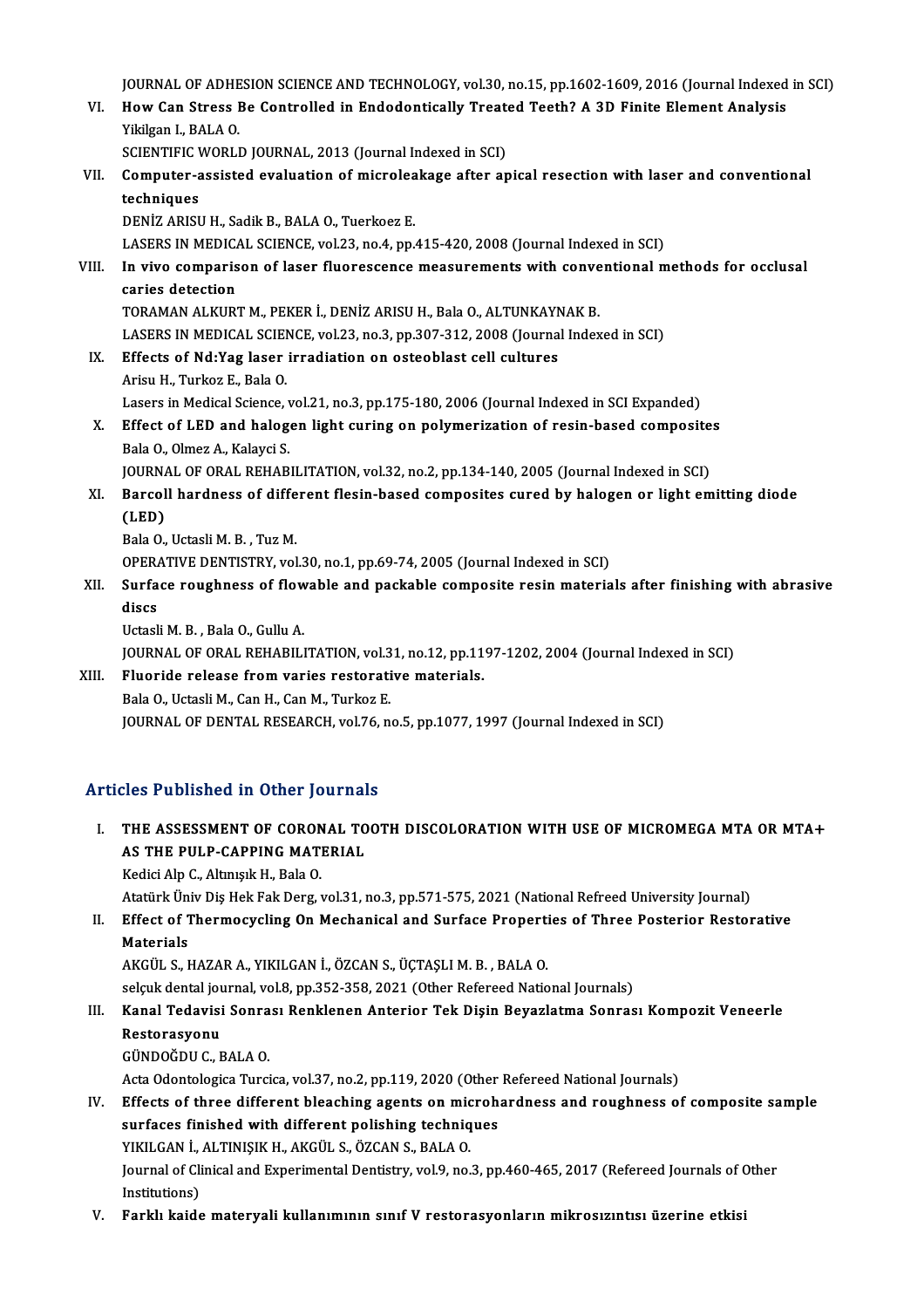JOURNAL OF ADHESION SCIENCE AND TECHNOLOGY, vol.30, no.15, pp.1602-1609, 2016 (Journal Indexed in SCI)

VI. **How Can Stress Be Controlled in Endodontically Treated Teeth? A 3D Finite Element Analysis**
Yikilgan I., BALA O.
SCIENTIFIC WORLD JOURNAL, 2013 (Journal Indexed in SCI)

VII. **Computer-assisted evaluation of microleakage after apical resection with laser and conventional techniques**
DENİZ ARISU H., Sadik B., BALA O., Tuerkoez E.
LASERS IN MEDICAL SCIENCE, vol.23, no.4, pp.415-420, 2008 (Journal Indexed in SCI)

VIII. **In vivo comparison of laser fluorescence measurements with conventional methods for occlusal caries detection**
TORAMAN ALKURT M., PEKER İ., DENİZ ARISU H., Bala O., ALTUNKAYNAK B.
LASERS IN MEDICAL SCIENCE, vol.23, no.3, pp.307-312, 2008 (Journal Indexed in SCI)

IX. **Effects of Nd:Yag laser irradiation on osteoblast cell cultures**
Arisu H., Turkoz E., Bala O.
Lasers in Medical Science, vol.21, no.3, pp.175-180, 2006 (Journal Indexed in SCI Expanded)

X. **Effect of LED and halogen light curing on polymerization of resin-based composites**
Bala O., Olmez A., Kalayci S.
JOURNAL OF ORAL REHABILITATION, vol.32, no.2, pp.134-140, 2005 (Journal Indexed in SCI)

XI. **Barcoll hardness of different flesin-based composites cured by halogen or light emitting diode (LED)**
Bala O., Uctasli M. B. , Tuz M.
OPERATIVE DENTISTRY, vol.30, no.1, pp.69-74, 2005 (Journal Indexed in SCI)

XII. **Surface roughness of flowable and packable composite resin materials after finishing with abrasive discs**
Uctasli M. B. , Bala O., Gullu A.
JOURNAL OF ORAL REHABILITATION, vol.31, no.12, pp.1197-1202, 2004 (Journal Indexed in SCI)

XIII. **Fluoride release from varies restorative materials.**
Bala O., Uctasli M., Can H., Can M., Turkoz E.
JOURNAL OF DENTAL RESEARCH, vol.76, no.5, pp.1077, 1997 (Journal Indexed in SCI)

## Articles Published in Other Journals

I. **THE ASSESSMENT OF CORONAL TOOTH DISCOLORATION WITH USE OF MICROMEGA MTA OR MTA+ AS THE PULP-CAPPING MATERIAL**
Kedici Alp C., Altınışık H., Bala O.
Atatürk Üniv Diş Hek Fak Derg, vol.31, no.3, pp.571-575, 2021 (National Refreed University Journal)

II. **Effect of Thermocycling On Mechanical and Surface Properties of Three Posterior Restorative Materials**
AKGÜL S., HAZAR A., YIKILGAN İ., ÖZCAN S., ÜÇTAŞLI M. B. , BALA O.
selçuk dental journal, vol.8, pp.352-358, 2021 (Other Refereed National Journals)

III. **Kanal Tedavisi Sonrası Renklenen Anterior Tek Dişin Beyazlatma Sonrası Kompozit Veneerle Restorasyonu**
GÜNDOĞDU C., BALA O.
Acta Odontologica Turcica, vol.37, no.2, pp.119, 2020 (Other Refereed National Journals)

IV. **Effects of three different bleaching agents on microhardness and roughness of composite sample surfaces finished with different polishing techniques**
YIKILGAN İ., ALTINIŞIK H., AKGÜL S., ÖZCAN S., BALA O.
Journal of Clinical and Experimental Dentistry, vol.9, no.3, pp.460-465, 2017 (Refereed Journals of Other Institutions)

V. **Farklı kaide materyali kullanımının sınıf V restorasyonların mikrosızıntısı üzerine etkisi**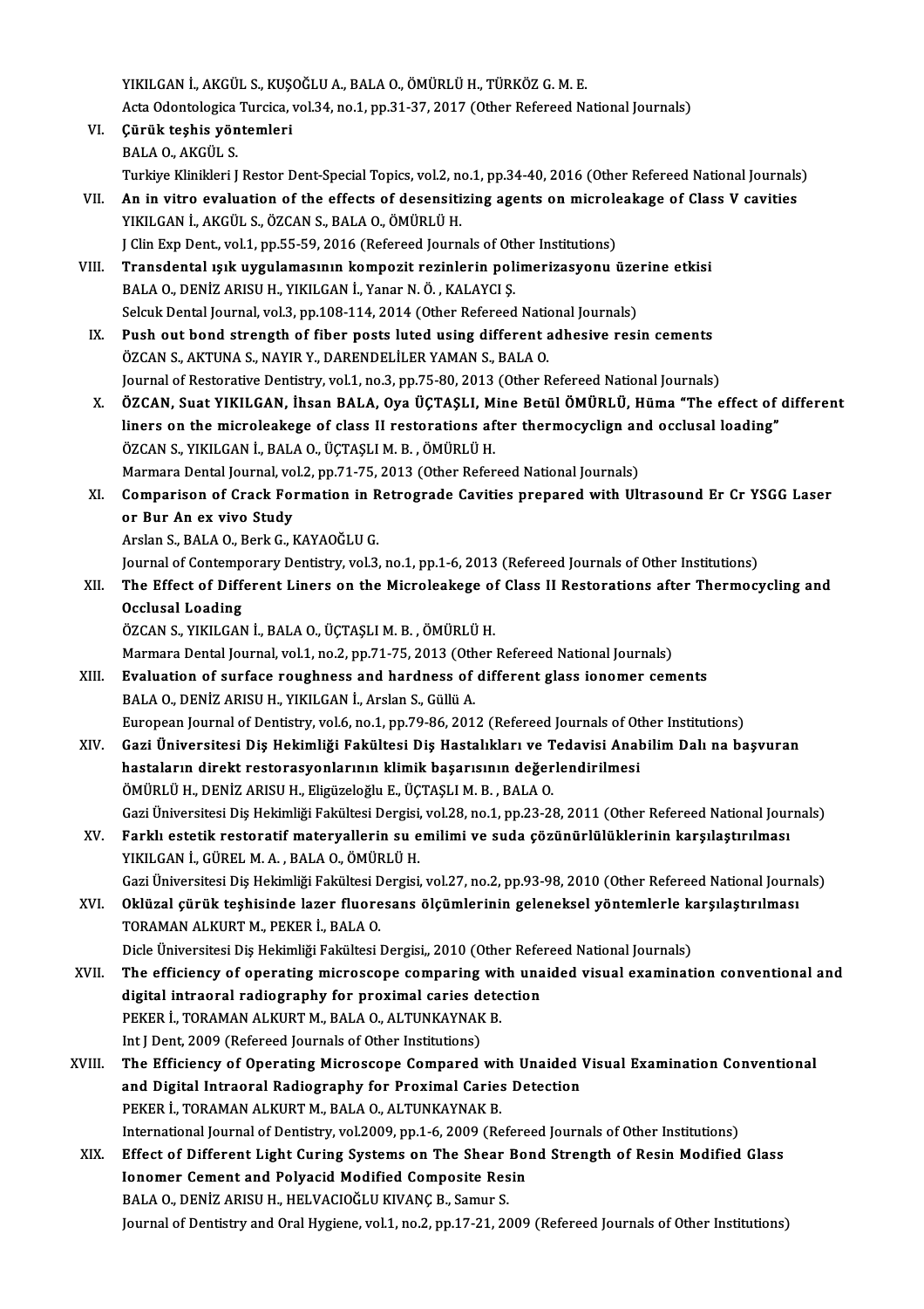YIKILGAN İ., AKGÜL S., KUŞOĞLU A., BALA O., ÖMÜRLÜ H., TÜRKÖZ G. M. E.
Acta Odontologica Turcica, vol.34, no.1, pp.31-37, 2017 (Other Refereed National Journals)

VI. **Çürük teşhis yöntemleri**
BALA O., AKGÜL S.
Turkiye Klinikleri J Restor Dent-Special Topics, vol.2, no.1, pp.34-40, 2016 (Other Refereed National Journals)

VII. **An in vitro evaluation of the effects of desensitizing agents on microleakage of Class V cavities**
YIKILGAN İ., AKGÜL S., ÖZCAN S., BALA O., ÖMÜRLÜ H.
J Clin Exp Dent., vol.1, pp.55-59, 2016 (Refereed Journals of Other Institutions)

VIII. **Transdental ışık uygulamasının kompozit rezinlerin polimerizasyonu üzerine etkisi**
BALA O., DENİZ ARISU H., YIKILGAN İ., Yanar N. Ö. , KALAYCI Ş.
Selcuk Dental Journal, vol.3, pp.108-114, 2014 (Other Refereed National Journals)

IX. **Push out bond strength of fiber posts luted using different adhesive resin cements**
ÖZCAN S., AKTUNA S., NAYIR Y., DARENDELİLER YAMAN S., BALA O.
Journal of Restorative Dentistry, vol.1, no.3, pp.75-80, 2013 (Other Refereed National Journals)

X. **ÖZCAN, Suat YIKILGAN, İhsan BALA, Oya ÜÇTAŞLI, Mine Betül ÖMÜRLÜ, Hüma "The effect of different liners on the microleakege of class II restorations after thermocyclign and occlusal loading"**
ÖZCAN S., YIKILGAN İ., BALA O., ÜÇTAŞLI M. B. , ÖMÜRLÜ H.
Marmara Dental Journal, vol.2, pp.71-75, 2013 (Other Refereed National Journals)

XI. **Comparison of Crack Formation in Retrograde Cavities prepared with Ultrasound Er Cr YSGG Laser or Bur An ex vivo Study**
Arslan S., BALA O., Berk G., KAYAOĞLU G.
Journal of Contemporary Dentistry, vol.3, no.1, pp.1-6, 2013 (Refereed Journals of Other Institutions)

XII. **The Effect of Different Liners on the Microleakege of Class II Restorations after Thermocycling and Occlusal Loading**
ÖZCAN S., YIKILGAN İ., BALA O., ÜÇTAŞLI M. B. , ÖMÜRLÜ H.
Marmara Dental Journal, vol.1, no.2, pp.71-75, 2013 (Other Refereed National Journals)

XIII. **Evaluation of surface roughness and hardness of different glass ionomer cements**
BALA O., DENİZ ARISU H., YIKILGAN İ., Arslan S., Güllü A.
European Journal of Dentistry, vol.6, no.1, pp.79-86, 2012 (Refereed Journals of Other Institutions)

XIV. **Gazi Üniversitesi Diş Hekimliği Fakültesi Diş Hastalıkları ve Tedavisi Anabilim Dalı na başvuran hastaların direkt restorasyonlarının klimik başarısının değerlendirilmesi**
ÖMÜRLÜ H., DENİZ ARISU H., Eligüzeloğlu E., ÜÇTAŞLI M. B. , BALA O.
Gazi Üniversitesi Diş Hekimliği Fakültesi Dergisi, vol.28, no.1, pp.23-28, 2011 (Other Refereed National Journals)

XV. **Farklı estetik restoratif materyallerin su emilimi ve suda çözünürlülüklerinin karşılaştırılması**
YIKILGAN İ., GÜREL M. A. , BALA O., ÖMÜRLÜ H.
Gazi Üniversitesi Diş Hekimliği Fakültesi Dergisi, vol.27, no.2, pp.93-98, 2010 (Other Refereed National Journals)

XVI. **Oklüzal çürük teşhisinde lazer fluoresans ölçümlerinin geleneksel yöntemlerle karşılaştırılması**
TORAMAN ALKURT M., PEKER İ., BALA O.
Dicle Üniversitesi Diş Hekimliği Fakültesi Dergisi,, 2010 (Other Refereed National Journals)

XVII. **The efficiency of operating microscope comparing with unaided visual examination conventional and digital intraoral radiography for proximal caries detection**
PEKER İ., TORAMAN ALKURT M., BALA O., ALTUNKAYNAK B.
Int J Dent, 2009 (Refereed Journals of Other Institutions)

XVIII. **The Efficiency of Operating Microscope Compared with Unaided Visual Examination Conventional and Digital Intraoral Radiography for Proximal Caries Detection**
PEKER İ., TORAMAN ALKURT M., BALA O., ALTUNKAYNAK B.
International Journal of Dentistry, vol.2009, pp.1-6, 2009 (Refereed Journals of Other Institutions)

XIX. **Effect of Different Light Curing Systems on The Shear Bond Strength of Resin Modified Glass Ionomer Cement and Polyacid Modified Composite Resin**
BALA O., DENİZ ARISU H., HELVACIOĞLU KIVANÇ B., Samur S.
Journal of Dentistry and Oral Hygiene, vol.1, no.2, pp.17-21, 2009 (Refereed Journals of Other Institutions)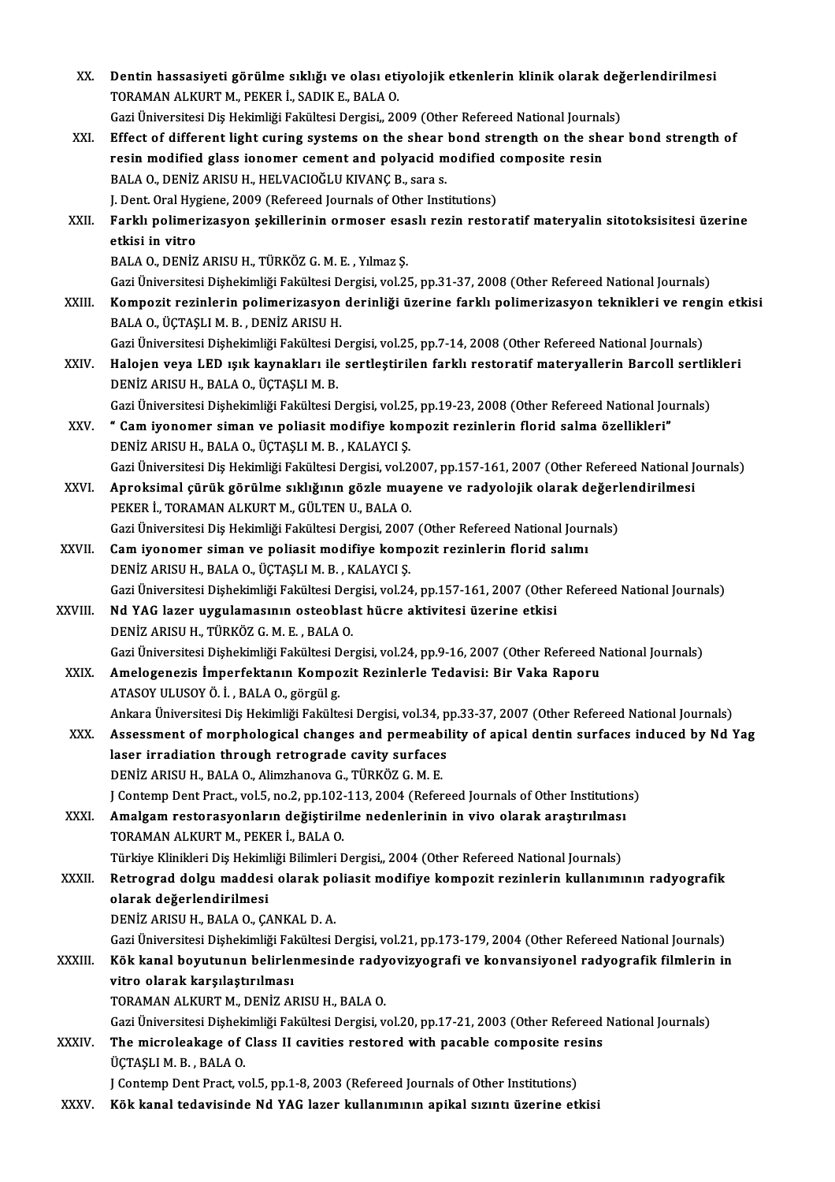XX. **Dentin hassasiyeti görülme sıklığı ve olası etiyolojik etkenlerin klinik olarak değerlendirilmesi**
TORAMAN ALKURT M., PEKER İ., SADIK E., BALA O.
Gazi Üniversitesi Diş Hekimliği Fakültesi Dergisi,, 2009 (Other Refereed National Journals)

XXI. **Effect of different light curing systems on the shear bond strength on the shear bond strength of resin modified glass ionomer cement and polyacid modified composite resin**
BALA O., DENİZ ARISU H., HELVACIOĞLU KIVANÇ B., sara s.
J. Dent. Oral Hygiene, 2009 (Refereed Journals of Other Institutions)

XXII. **Farklı polimerizasyon şekillerinin ormoser esaslı rezin restoratif materyalin sitotoksisitesi üzerine etkisi in vitro**
BALA O., DENİZ ARISU H., TÜRKÖZ G. M. E. , Yılmaz Ş.
Gazi Üniversitesi Dişhekimliği Fakültesi Dergisi, vol.25, pp.31-37, 2008 (Other Refereed National Journals)

XXIII. **Kompozit rezinlerin polimerizasyon derinliği üzerine farklı polimerizasyon teknikleri ve rengin etkisi**
BALA O., ÜÇTAŞLI M. B. , DENİZ ARISU H.
Gazi Üniversitesi Dişhekimliği Fakültesi Dergisi, vol.25, pp.7-14, 2008 (Other Refereed National Journals)

XXIV. **Halojen veya LED ışık kaynakları ile sertleştirilen farklı restoratif materyallerin Barcoll sertlikleri**
DENİZ ARISU H., BALA O., ÜÇTAŞLI M. B.
Gazi Üniversitesi Dişhekimliği Fakültesi Dergisi, vol.25, pp.19-23, 2008 (Other Refereed National Journals)

XXV. **" Cam iyonomer siman ve poliasit modifiye kompozit rezinlerin florid salma özellikleri"**
DENİZ ARISU H., BALA O., ÜÇTAŞLI M. B. , KALAYCI Ş.
Gazi Üniversitesi Diş Hekimliği Fakültesi Dergisi, vol.2007, pp.157-161, 2007 (Other Refereed National Journals)

XXVI. **Aproksimal çürük görülme sıklığının gözle muayene ve radyolojik olarak değerlendirilmesi**
PEKER İ., TORAMAN ALKURT M., GÜLTEN U., BALA O.
Gazi Üniversitesi Diş Hekimliği Fakültesi Dergisi, 2007 (Other Refereed National Journals)

XXVII. **Cam iyonomer siman ve poliasit modifiye kompozit rezinlerin florid salımı**
DENİZ ARISU H., BALA O., ÜÇTAŞLI M. B. , KALAYCI Ş.
Gazi Üniversitesi Dişhekimliği Fakültesi Dergisi, vol.24, pp.157-161, 2007 (Other Refereed National Journals)

XXVIII. **Nd YAG lazer uygulamasının osteoblast hücre aktivitesi üzerine etkisi**
DENİZ ARISU H., TÜRKÖZ G. M. E. , BALA O.
Gazi Üniversitesi Dişhekimliği Fakültesi Dergisi, vol.24, pp.9-16, 2007 (Other Refereed National Journals)

XXIX. **Amelogenezis İmperfektanın Kompozit Rezinlerle Tedavisi: Bir Vaka Raporu**
ATASOY ULUSOY Ö. İ. , BALA O., görgül g.
Ankara Üniversitesi Diş Hekimliği Fakültesi Dergisi, vol.34, pp.33-37, 2007 (Other Refereed National Journals)

XXX. **Assessment of morphological changes and permeability of apical dentin surfaces induced by Nd Yag laser irradiation through retrograde cavity surfaces**
DENİZ ARISU H., BALA O., Alimzhanova G., TÜRKÖZ G. M. E.
J Contemp Dent Pract., vol.5, no.2, pp.102-113, 2004 (Refereed Journals of Other Institutions)

XXXI. **Amalgam restorasyonların değiştirilme nedenlerinin in vivo olarak araştırılması**
TORAMAN ALKURT M., PEKER İ., BALA O.
Türkiye Klinikleri Diş Hekimliği Bilimleri Dergisi,, 2004 (Other Refereed National Journals)

XXXII. **Retrograd dolgu maddesi olarak poliasit modifiye kompozit rezinlerin kullanımının radyografik olarak değerlendirilmesi**
DENİZ ARISU H., BALA O., ÇANKAL D. A.
Gazi Üniversitesi Dişhekimliği Fakültesi Dergisi, vol.21, pp.173-179, 2004 (Other Refereed National Journals)

XXXIII. **Kök kanal boyutunun belirlenmesinde radyovizyografi ve konvansiyonel radyografik filmlerin in vitro olarak karşılaştırılması**
TORAMAN ALKURT M., DENİZ ARISU H., BALA O.
Gazi Üniversitesi Dişhekimliği Fakültesi Dergisi, vol.20, pp.17-21, 2003 (Other Refereed National Journals)

XXXIV. **The microleakage of Class II cavities restored with pacable composite resins**
ÜÇTAŞLI M. B. , BALA O.
J Contemp Dent Pract, vol.5, pp.1-8, 2003 (Refereed Journals of Other Institutions)

XXXV. **Kök kanal tedavisinde Nd YAG lazer kullanımının apikal sızıntı üzerine etkisi**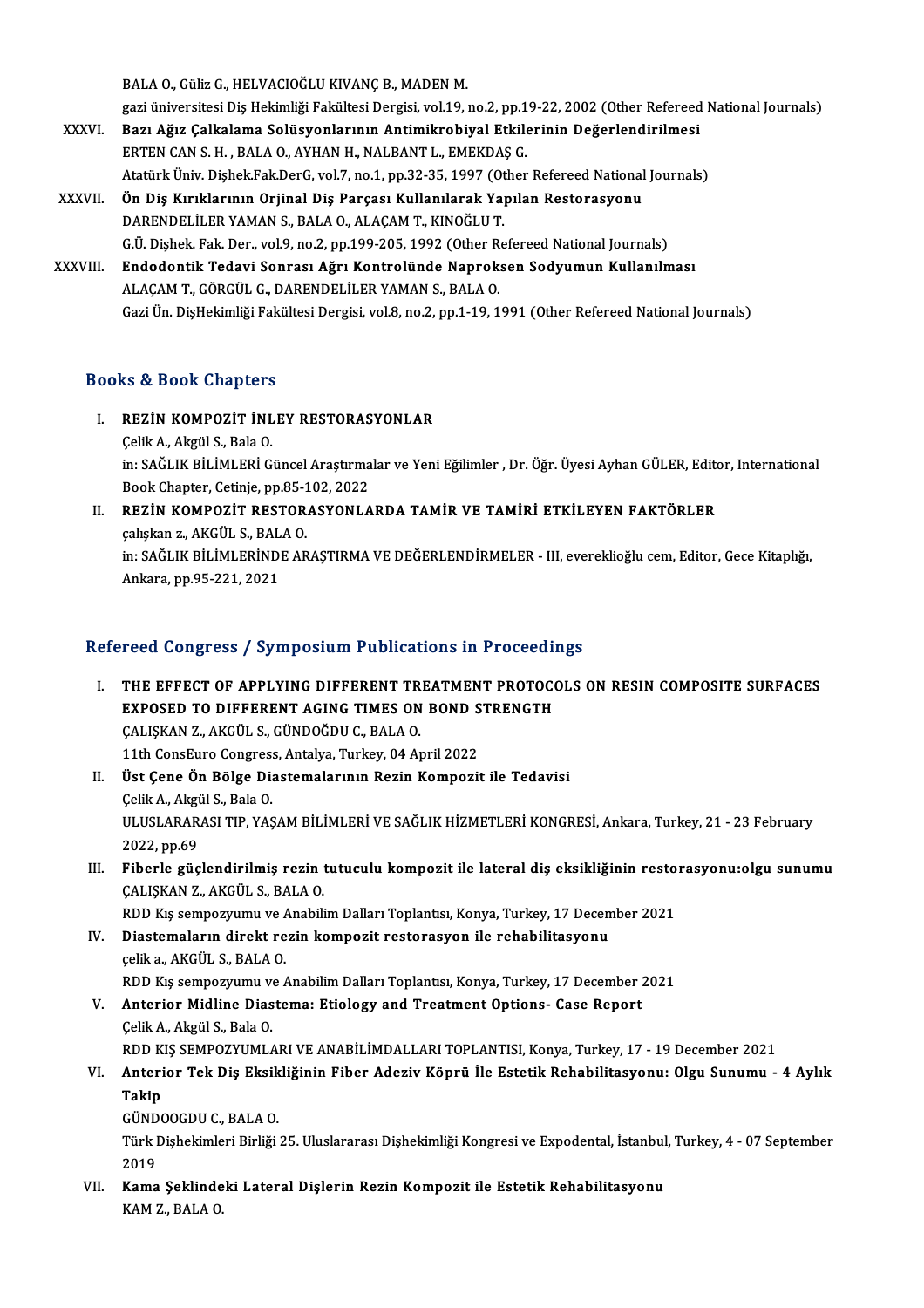BALA O., Güliz G., HELVACIOĞLU KIVANÇ B., MADEN M.
gazi üniversitesi Diş Hekimliği Fakültesi Dergisi, vol.19, no.2, pp.19-22, 2002 (Other Refereed National Journals)

XXXVI. **Bazı Ağız Çalkalama Solüsyonlarının Antimikrobiyal Etkilerinin Değerlendirilmesi**
ERTEN CAN S. H. , BALA O., AYHAN H., NALBANT L., EMEKDAŞ G.
Atatürk Üniv. Dişhek.Fak.DerG, vol.7, no.1, pp.32-35, 1997 (Other Refereed National Journals)

XXXVII. **Ön Diş Kırıklarının Orjinal Diş Parçası Kullanılarak Yapılan Restorasyonu**
DARENDELİLER YAMAN S., BALA O., ALAÇAM T., KINOĞLU T.
G.Ü. Dişhek. Fak. Der., vol.9, no.2, pp.199-205, 1992 (Other Refereed National Journals)

XXXVIII. **Endodontik Tedavi Sonrası Ağrı Kontrolünde Naproksen Sodyumun Kullanılması**
ALAÇAM T., GÖRGÜL G., DARENDELİLER YAMAN S., BALA O.
Gazi Ün. DişHekimliği Fakültesi Dergisi, vol.8, no.2, pp.1-19, 1991 (Other Refereed National Journals)

## Books & Book Chapters

I. **REZİN KOMPOZİT İNLEY RESTORASYONLAR**
Çelik A., Akgül S., Bala O.
in: SAĞLIK BİLİMLERİ Güncel Araştırmalar ve Yeni Eğilimler , Dr. Öğr. Üyesi Ayhan GÜLER, Editor, International Book Chapter, Cetinje, pp.85-102, 2022

II. **REZİN KOMPOZİT RESTORASYONLARDA TAMİR VE TAMİRİ ETKİLEYEN FAKTÖRLER**
çalışkan z., AKGÜL S., BALA O.
in: SAĞLIK BİLİMLERİNDE ARAŞTIRMA VE DEĞERLENDİRMELER - III, evereklioğlu cem, Editor, Gece Kitaplığı, Ankara, pp.95-221, 2021

## Refereed Congress / Symposium Publications in Proceedings

I. **THE EFFECT OF APPLYING DIFFERENT TREATMENT PROTOCOLS ON RESIN COMPOSITE SURFACES EXPOSED TO DIFFERENT AGING TIMES ON BOND STRENGTH**
ÇALIŞKAN Z., AKGÜL S., GÜNDOĞDU C., BALA O.
11th ConsEuro Congress, Antalya, Turkey, 04 April 2022

II. **Üst Çene Ön Bölge Diastemalarının Rezin Kompozit ile Tedavisi**
Çelik A., Akgül S., Bala O.
ULUSLARARASI TIP, YAŞAM BİLİMLERİ VE SAĞLIK HİZMETLERİ KONGRESİ, Ankara, Turkey, 21 - 23 February 2022, pp.69

III. **Fiberle güçlendirilmiş rezin tutuculu kompozit ile lateral diş eksikliğinin restorasyonu:olgu sunumu**
ÇALIŞKAN Z., AKGÜL S., BALA O.
RDD Kış sempozyumu ve Anabilim Dalları Toplantısı, Konya, Turkey, 17 December 2021

IV. **Diastemaların direkt rezin kompozit restorasyon ile rehabilitasyonu**
çelik a., AKGÜL S., BALA O.
RDD Kış sempozyumu ve Anabilim Dalları Toplantısı, Konya, Turkey, 17 December 2021

V. **Anterior Midline Diastema: Etiology and Treatment Options- Case Report**
Çelik A., Akgül S., Bala O.
RDD KIŞ SEMPOZYUMLARI VE ANABİLİMDALLARI TOPLANTISI, Konya, Turkey, 17 - 19 December 2021

VI. **Anterior Tek Diş Eksikliğinin Fiber Adeziv Köprü İle Estetik Rehabilitasyonu: Olgu Sunumu - 4 Aylık Takip**
GÜNDOOGDU C., BALA O.
Türk Dişhekimleri Birliği 25. Uluslararası Dişhekimliği Kongresi ve Expodental, İstanbul, Turkey, 4 - 07 September 2019

VII. **Kama Şeklindeki Lateral Dişlerin Rezin Kompozit ile Estetik Rehabilitasyonu**
KAM Z., BALA O.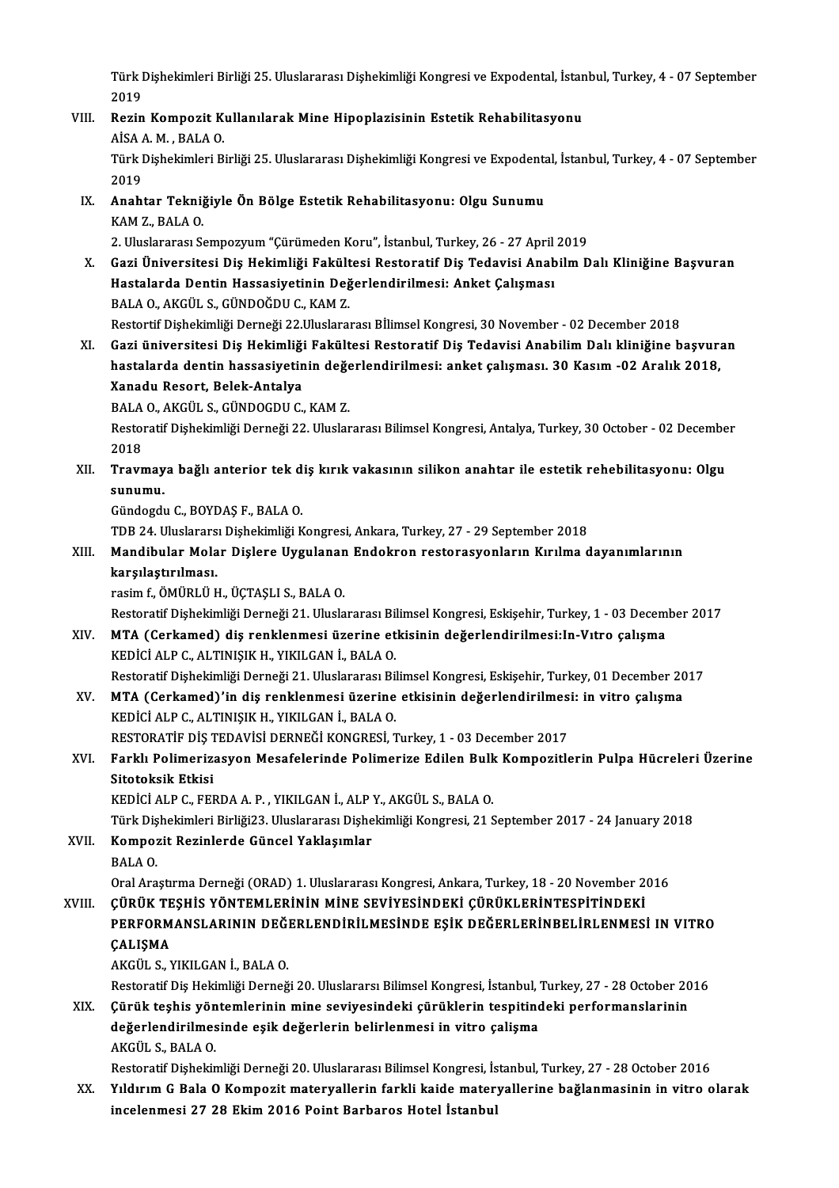Türk Dişhekimleri Birliği 25. Uluslararası Dişhekimliği Kongresi ve Expodental, İstanbul, Turkey, 4 - 07 September 2019

VIII. **Rezin Kompozit Kullanılarak Mine Hipoplazisinin Estetik Rehabilitasyonu**
AİSA A. M. , BALA O.
Türk Dişhekimleri Birliği 25. Uluslararası Dişhekimliği Kongresi ve Expodental, İstanbul, Turkey, 4 - 07 September 2019

IX. **Anahtar Tekniğiyle Ön Bölge Estetik Rehabilitasyonu: Olgu Sunumu**
KAM Z., BALA O.
2. Uluslararası Sempozyum "Çürümeden Koru", İstanbul, Turkey, 26 - 27 April 2019

X. **Gazi Üniversitesi Diş Hekimliği Fakültesi Restoratif Diş Tedavisi Anabilm Dalı Kliniğine Başvuran Hastalarda Dentin Hassasiyetinin Değerlendirilmesi: Anket Çalışması**
BALA O., AKGÜL S., GÜNDOĞDU C., KAM Z.
Restortif Dişhekimliği Derneği 22.Uluslararası Bİlimsel Kongresi, 30 November - 02 December 2018

XI. **Gazi üniversitesi Diş Hekimliği Fakültesi Restoratif Diş Tedavisi Anabilim Dalı kliniğine başvuran hastalarda dentin hassasiyetinin değerlendirilmesi: anket çalışması. 30 Kasım -02 Aralık 2018, Xanadu Resort, Belek-Antalya**
BALA O., AKGÜL S., GÜNDOGDU C., KAM Z.
Restoratif Dişhekimliği Derneği 22. Uluslararası Bilimsel Kongresi, Antalya, Turkey, 30 October - 02 December 2018

XII. **Travmaya bağlı anterior tek diş kırık vakasının silikon anahtar ile estetik rehebilitasyonu: Olgu sunumu.**
Gündogdu C., BOYDAŞ F., BALA O.
TDB 24. Uluslararsı Dişhekimliği Kongresi, Ankara, Turkey, 27 - 29 September 2018

XIII. **Mandibular Molar Dişlere Uygulanan Endokron restorasyonların Kırılma dayanımlarının karşılaştırılması.**
rasim f., ÖMÜRLÜ H., ÜÇTAŞLI S., BALA O.
Restoratif Dişhekimliği Derneği 21. Uluslararası Bilimsel Kongresi, Eskişehir, Turkey, 1 - 03 December 2017

XIV. **MTA (Cerkamed) diş renklenmesi üzerine etkisinin değerlendirilmesi:In-Vıtro çalışma**
KEDİCİ ALP C., ALTINIŞIK H., YIKILGAN İ., BALA O.
Restoratif Dişhekimliği Derneği 21. Uluslararası Bilimsel Kongresi, Eskişehir, Turkey, 01 December 2017

XV. **MTA (Cerkamed)'in diş renklenmesi üzerine etkisinin değerlendirilmesi: in vitro çalışma**
KEDİCİ ALP C., ALTINIŞIK H., YIKILGAN İ., BALA O.
RESTORATİF DİŞ TEDAVİSİ DERNEĞİ KONGRESİ, Turkey, 1 - 03 December 2017

XVI. **Farklı Polimerizasyon Mesafelerinde Polimerize Edilen Bulk Kompozitlerin Pulpa Hücreleri Üzerine Sitotoksik Etkisi**
KEDİCİ ALP C., FERDA A. P. , YIKILGAN İ., ALP Y., AKGÜL S., BALA O.
Türk Dişhekimleri Birliği23. Uluslararası Dişhekimliği Kongresi, 21 September 2017 - 24 January 2018

XVII. **Kompozit Rezinlerde Güncel Yaklaşımlar**
BALA O.
Oral Araştırma Derneği (ORAD) 1. Uluslararası Kongresi, Ankara, Turkey, 18 - 20 November 2016

XVIII. **ÇÜRÜK TEŞHİS YÖNTEMLERİNİN MİNE SEVİYESİNDEKİ ÇÜRÜKLERİNTESPİTİNDEKİ PERFORMANSLARININ DEĞERLENDİRİLMESİNDE EŞİK DEĞERLERİNBELİRLENMESİ IN VITRO ÇALIŞMA**
AKGÜL S., YIKILGAN İ., BALA O.
Restoratif Diş Hekimliği Derneği 20. Uluslararsı Bilimsel Kongresi, İstanbul, Turkey, 27 - 28 October 2016

XIX. **Çürük teşhis yöntemlerinin mine seviyesindeki çürüklerin tespitindeki performanslarinin değerlendirilmesinde eşik değerlerin belirlenmesi in vitro çalışma**
AKGÜL S., BALA O.
Restoratif Dişhekimliği Derneği 20. Uluslararası Bilimsel Kongresi, İstanbul, Turkey, 27 - 28 October 2016

XX. **Yıldırım G Bala O Kompozit materyallerin farkli kaide materyallerine bağlanmasinin in vitro olarak incelenmesi 27 28 Ekim 2016 Point Barbaros Hotel İstanbul**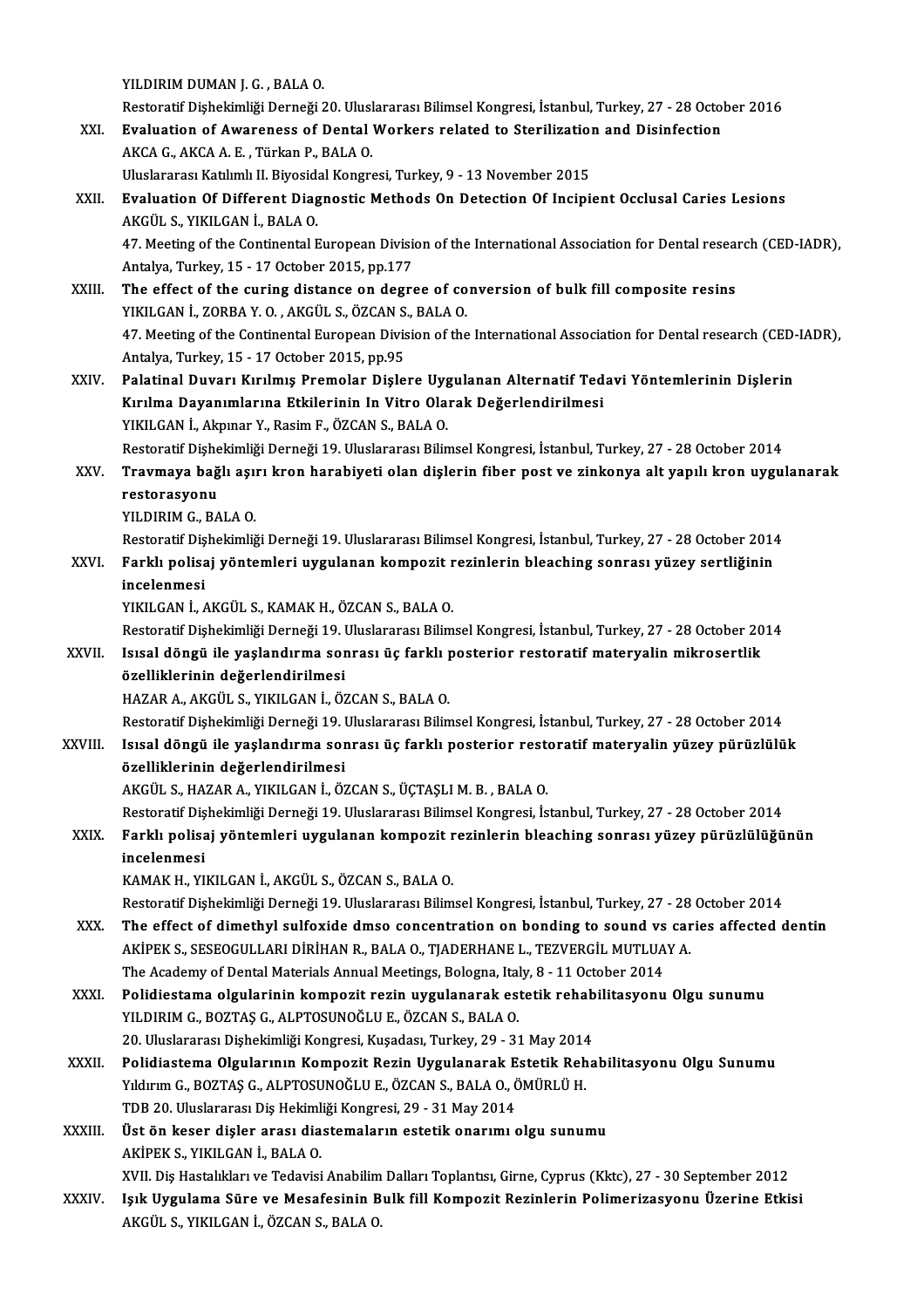YILDIRIM DUMAN J. G. , BALA O.
Restoratif Dişhekimliği Derneği 20. Uluslararası Bilimsel Kongresi, İstanbul, Turkey, 27 - 28 October 2016

XXI. **Evaluation of Awareness of Dental Workers related to Sterilization and Disinfection**
AKCA G., AKCA A. E. , Türkan P., BALA O.
Uluslararası Katılımlı II. Biyosidal Kongresi, Turkey, 9 - 13 November 2015

XXII. **Evaluation Of Different Diagnostic Methods On Detection Of Incipient Occlusal Caries Lesions**
AKGÜL S., YIKILGAN İ., BALA O.
47. Meeting of the Continental European Division of the International Association for Dental research (CED-IADR), Antalya, Turkey, 15 - 17 October 2015, pp.177

XXIII. **The effect of the curing distance on degree of conversion of bulk fill composite resins**
YIKILGAN İ., ZORBA Y. O. , AKGÜL S., ÖZCAN S., BALA O.
47. Meeting of the Continental European Division of the International Association for Dental research (CED-IADR), Antalya, Turkey, 15 - 17 October 2015, pp.95

XXIV. **Palatinal Duvarı Kırılmış Premolar Dişlere Uygulanan Alternatif Tedavi Yöntemlerinin Dişlerin Kırılma Dayanımlarına Etkilerinin In Vitro Olarak Değerlendirilmesi**
YIKILGAN İ., Akpınar Y., Rasim F., ÖZCAN S., BALA O.
Restoratif Dişhekimliği Derneği 19. Uluslararası Bilimsel Kongresi, İstanbul, Turkey, 27 - 28 October 2014

XXV. **Travmaya bağlı aşırı kron harabiyeti olan dişlerin fiber post ve zinkonya alt yapılı kron uygulanarak restorasyonu**
YILDIRIM G., BALA O.
Restoratif Dişhekimliği Derneği 19. Uluslararası Bilimsel Kongresi, İstanbul, Turkey, 27 - 28 October 2014

XXVI. **Farklı polisaj yöntemleri uygulanan kompozit rezinlerin bleaching sonrası yüzey sertliğinin incelenmesi**
YIKILGAN İ., AKGÜL S., KAMAK H., ÖZCAN S., BALA O.
Restoratif Dişhekimliği Derneği 19. Uluslararası Bilimsel Kongresi, İstanbul, Turkey, 27 - 28 October 2014

XXVII. **Isısal döngü ile yaşlandırma sonrası üç farklı posterior restoratif materyalin mikrosertlik özelliklerinin değerlendirilmesi**
HAZAR A., AKGÜL S., YIKILGAN İ., ÖZCAN S., BALA O.
Restoratif Dişhekimliği Derneği 19. Uluslararası Bilimsel Kongresi, İstanbul, Turkey, 27 - 28 October 2014

XXVIII. **Isısal döngü ile yaşlandırma sonrası üç farklı posterior restoratif materyalin yüzey pürüzlülük özelliklerinin değerlendirilmesi**
AKGÜL S., HAZAR A., YIKILGAN İ., ÖZCAN S., ÜÇTAŞLI M. B. , BALA O.
Restoratif Dişhekimliği Derneği 19. Uluslararası Bilimsel Kongresi, İstanbul, Turkey, 27 - 28 October 2014

XXIX. **Farklı polisaj yöntemleri uygulanan kompozit rezinlerin bleaching sonrası yüzey pürüzlülüğünün incelenmesi**
KAMAK H., YIKILGAN İ., AKGÜL S., ÖZCAN S., BALA O.
Restoratif Dişhekimliği Derneği 19. Uluslararası Bilimsel Kongresi, İstanbul, Turkey, 27 - 28 October 2014

XXX. **The effect of dimethyl sulfoxide dmso concentration on bonding to sound vs caries affected dentin**
AKİPEK S., SESEOGULLARI DİRİHAN R., BALA O., TJADERHANE L., TEZVERGİL MUTLUAY A.
The Academy of Dental Materials Annual Meetings, Bologna, Italy, 8 - 11 October 2014

XXXI. **Polidiestama olgularinin kompozit rezin uygulanarak estetik rehabilitasyonu Olgu sunumu**
YILDIRIM G., BOZTAŞ G., ALPTOSUNOĞLU E., ÖZCAN S., BALA O.
20. Uluslararası Dişhekimliği Kongresi, Kuşadası, Turkey, 29 - 31 May 2014

XXXII. **Polidiastema Olgularının Kompozit Rezin Uygulanarak Estetik Rehabilitasyonu Olgu Sunumu**
Yıldırım G., BOZTAŞ G., ALPTOSUNOĞLU E., ÖZCAN S., BALA O., ÖMÜRLÜ H.
TDB 20. Uluslararası Diş Hekimliği Kongresi, 29 - 31 May 2014

XXXIII. **Üst ön keser dişler arası diastemaların estetik onarımı olgu sunumu**
AKİPEK S., YIKILGAN İ., BALA O.
XVII. Diş Hastalıkları ve Tedavisi Anabilim Dalları Toplantısı, Girne, Cyprus (Kktc), 27 - 30 September 2012

XXXIV. **Işık Uygulama Süre ve Mesafesinin Bulk fill Kompozit Rezinlerin Polimerizasyonu Üzerine Etkisi**
AKGÜL S., YIKILGAN İ., ÖZCAN S., BALA O.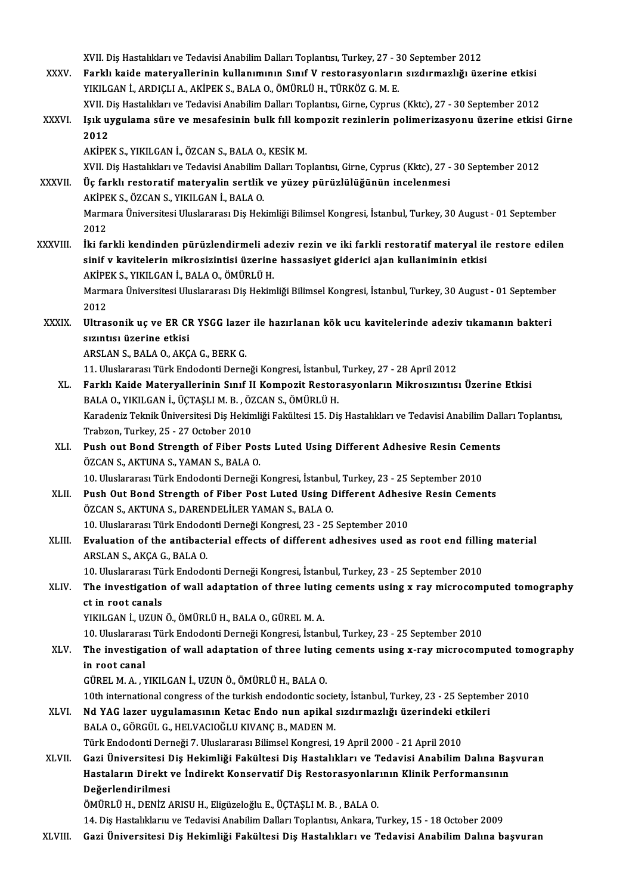XVII. Diş Hastalıkları ve Tedavisi Anabilim Dalları Toplantısı, Turkey, 27 - 30 September 2012

XXXV. **Farklı kaide materyallerinin kullanımının Sınıf V restorasyonların sızdırmazlığı üzerine etkisi**
YIKILGAN İ., ARDIÇLI A., AKİPEK S., BALA O., ÖMÜRLÜ H., TÜRKÖZ G. M. E.
XVII. Diş Hastalıkları ve Tedavisi Anabilim Dalları Toplantısı, Girne, Cyprus (Kktc), 27 - 30 September 2012

XXXVI. **Işık uygulama süre ve mesafesinin bulk fıll kompozit rezinlerin polimerizasyonu üzerine etkisi Girne 2012**
AKİPEK S., YIKILGAN İ., ÖZCAN S., BALA O., KESİK M.
XVII. Diş Hastalıkları ve Tedavisi Anabilim Dalları Toplantısı, Girne, Cyprus (Kktc), 27 - 30 September 2012

XXXVII. **Üç farklı restoratif materyalin sertlik ve yüzey pürüzlülüğünün incelenmesi**
AKİPEK S., ÖZCAN S., YIKILGAN İ., BALA O.
Marmara Üniversitesi Uluslararası Diş Hekimliği Bilimsel Kongresi, İstanbul, Turkey, 30 August - 01 September 2012

XXXVIII. **İki farkli kendinden pürüzlendirmeli adeziv rezin ve iki farkli restoratif materyal ile restore edilen sinif v kavitelerin mikrosizintisi üzerine hassasiyet giderici ajan kullaniminin etkisi**
AKİPEK S., YIKILGAN İ., BALA O., ÖMÜRLÜ H.
Marmara Üniversitesi Uluslararası Diş Hekimliği Bilimsel Kongresi, İstanbul, Turkey, 30 August - 01 September 2012

XXXIX. **Ultrasonik uç ve ER CR YSGG lazer ile hazırlanan kök ucu kavitelerinde adeziv tıkamanın bakteri sızıntısı üzerine etkisi**
ARSLAN S., BALA O., AKÇA G., BERK G.
11. Uluslararası Türk Endodonti Derneği Kongresi, İstanbul, Turkey, 27 - 28 April 2012

XL. **Farklı Kaide Materyallerinin Sınıf II Kompozit Restorasyonların Mikrosızıntısı Üzerine Etkisi**
BALA O., YIKILGAN İ., ÜÇTAŞLI M. B. , ÖZCAN S., ÖMÜRLÜ H.
Karadeniz Teknik Üniversitesi Diş Hekimliği Fakültesi 15. Diş Hastalıkları ve Tedavisi Anabilim Dalları Toplantısı, Trabzon, Turkey, 25 - 27 October 2010

XLI. **Push out Bond Strength of Fiber Posts Luted Using Different Adhesive Resin Cements**
ÖZCAN S., AKTUNA S., YAMAN S., BALA O.
10. Uluslararası Türk Endodonti Derneği Kongresi, İstanbul, Turkey, 23 - 25 September 2010

XLII. **Push Out Bond Strength of Fiber Post Luted Using Different Adhesive Resin Cements**
ÖZCAN S., AKTUNA S., DARENDELİLER YAMAN S., BALA O.
10. Uluslararası Türk Endodonti Derneği Kongresi, 23 - 25 September 2010

XLIII. **Evaluation of the antibacterial effects of different adhesives used as root end filling material**
ARSLAN S., AKÇA G., BALA O.
10. Uluslararası Türk Endodonti Derneği Kongresi, İstanbul, Turkey, 23 - 25 September 2010

XLIV. **The investigation of wall adaptation of three luting cements using x ray microcomputed tomography ct in root canals**
YIKILGAN İ., UZUN Ö., ÖMÜRLÜ H., BALA O., GÜREL M. A.
10. Uluslararası Türk Endodonti Derneği Kongresi, İstanbul, Turkey, 23 - 25 September 2010

XLV. **The investigation of wall adaptation of three luting cements using x-ray microcomputed tomography in root canal**
GÜREL M. A. , YIKILGAN İ., UZUN Ö., ÖMÜRLÜ H., BALA O.
10th international congress of the turkish endodontic society, İstanbul, Turkey, 23 - 25 September 2010

XLVI. **Nd YAG lazer uygulamasının Ketac Endo nun apikal sızdırmazlığı üzerindeki etkileri**
BALA O., GÖRGÜL G., HELVACIOĞLU KIVANÇ B., MADEN M.
Türk Endodonti Derneği 7. Uluslararası Bilimsel Kongresi, 19 April 2000 - 21 April 2010

XLVII. **Gazi Üniversitesi Diş Hekimliği Fakültesi Diş Hastalıkları ve Tedavisi Anabilim Dalına Başvuran Hastaların Direkt ve İndirekt Konservatif Diş Restorasyonlarının Klinik Performansının Değerlendirilmesi**
ÖMÜRLÜ H., DENİZ ARISU H., Eligüzeloğlu E., ÜÇTAŞLI M. B. , BALA O.
14. Diş Hastalıklarıu ve Tedavisi Anabilim Dalları Toplantısı, Ankara, Turkey, 15 - 18 October 2009

XLVIII. **Gazi Üniversitesi Diş Hekimliği Fakültesi Diş Hastalıkları ve Tedavisi Anabilim Dalına başvuran**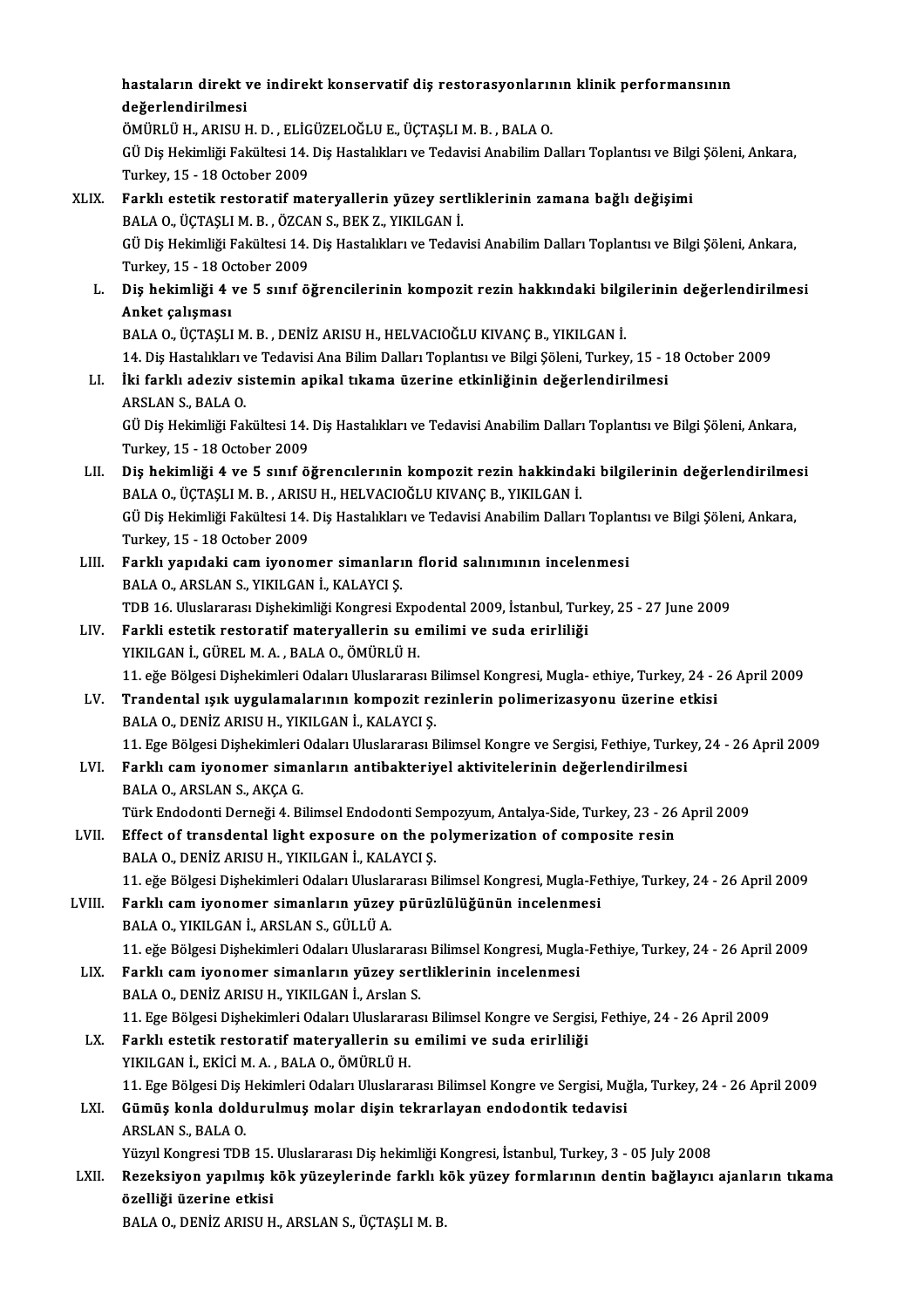hastaların direkt ve indirekt konservatif diş restorasyonlarının klinik performansının değerlendirilmesi
ÖMÜRLÜ H., ARISU H. D. , ELİGÜZELOĞLU E., ÜÇTAŞLI M. B. , BALA O.
GÜ Diş Hekimliği Fakültesi 14. Diş Hastalıkları ve Tedavisi Anabilim Dalları Toplantısı ve Bilgi Şöleni, Ankara, Turkey, 15 - 18 October 2009

XLIX. **Farklı estetik restoratif materyallerin yüzey sertliklerinin zamana bağlı değişimi**
BALA O., ÜÇTAŞLI M. B. , ÖZCAN S., BEK Z., YIKILGAN İ.
GÜ Diş Hekimliği Fakültesi 14. Diş Hastalıkları ve Tedavisi Anabilim Dalları Toplantısı ve Bilgi Şöleni, Ankara, Turkey, 15 - 18 October 2009

L. **Diş hekimliği 4 ve 5 sınıf öğrencilerinin kompozit rezin hakkındaki bilgilerinin değerlendirilmesi Anket çalışması**
BALA O., ÜÇTAŞLI M. B. , DENİZ ARISU H., HELVACIOĞLU KIVANÇ B., YIKILGAN İ.
14. Diş Hastalıkları ve Tedavisi Ana Bilim Dalları Toplantısı ve Bilgi Şöleni, Turkey, 15 - 18 October 2009

LI. **İki farklı adeziv sistemin apikal tıkama üzerine etkinliğinin değerlendirilmesi**
ARSLAN S., BALA O.
GÜ Diş Hekimliği Fakültesi 14. Diş Hastalıkları ve Tedavisi Anabilim Dalları Toplantısı ve Bilgi Şöleni, Ankara, Turkey, 15 - 18 October 2009

LII. **Diş hekimliği 4 ve 5 sınıf öğrencılerının kompozit rezin hakkindaki bilgilerinin değerlendirilmesi**
BALA O., ÜÇTAŞLI M. B. , ARISU H., HELVACIOĞLU KIVANÇ B., YIKILGAN İ.
GÜ Diş Hekimliği Fakültesi 14. Diş Hastalıkları ve Tedavisi Anabilim Dalları Toplantısı ve Bilgi Şöleni, Ankara, Turkey, 15 - 18 October 2009

LIII. **Farklı yapıdaki cam iyonomer simanların florid salınımının incelenmesi**
BALA O., ARSLAN S., YIKILGAN İ., KALAYCI Ş.
TDB 16. Uluslararası Dişhekimliği Kongresi Expodental 2009, İstanbul, Turkey, 25 - 27 June 2009

LIV. **Farkli estetik restoratif materyallerin su emilimi ve suda erirliliği**
YIKILGAN İ., GÜREL M. A. , BALA O., ÖMÜRLÜ H.
11. eğe Bölgesi Dişhekimleri Odaları Uluslararası Bilimsel Kongresi, Mugla- ethiye, Turkey, 24 - 26 April 2009

LV. **Trandental ışık uygulamalarının kompozit rezinlerin polimerizasyonu üzerine etkisi**
BALA O., DENİZ ARISU H., YIKILGAN İ., KALAYCI Ş.
11. Ege Bölgesi Dişhekimleri Odaları Uluslararası Bilimsel Kongre ve Sergisi, Fethiye, Turkey, 24 - 26 April 2009

LVI. **Farklı cam iyonomer simanların antibakteriyel aktivitelerinin değerlendirilmesi**
BALA O., ARSLAN S., AKÇA G.
Türk Endodonti Derneği 4. Bilimsel Endodonti Sempozyum, Antalya-Side, Turkey, 23 - 26 April 2009

LVII. **Effect of transdental light exposure on the polymerization of composite resin**
BALA O., DENİZ ARISU H., YIKILGAN İ., KALAYCI Ş.
11. eğe Bölgesi Dişhekimleri Odaları Uluslararası Bilimsel Kongresi, Mugla-Fethiye, Turkey, 24 - 26 April 2009

LVIII. **Farklı cam iyonomer simanların yüzey pürüzlülüğünün incelenmesi**
BALA O., YIKILGAN İ., ARSLAN S., GÜLLÜ A.
11. eğe Bölgesi Dişhekimleri Odaları Uluslararası Bilimsel Kongresi, Mugla-Fethiye, Turkey, 24 - 26 April 2009

LIX. **Farklı cam iyonomer simanların yüzey sertliklerinin incelenmesi**
BALA O., DENİZ ARISU H., YIKILGAN İ., Arslan S.
11. Ege Bölgesi Dişhekimleri Odaları Uluslararası Bilimsel Kongre ve Sergisi, Fethiye, 24 - 26 April 2009

LX. **Farklı estetik restoratif materyallerin su emilimi ve suda erirliliği**
YIKILGAN İ., EKİCİ M. A. , BALA O., ÖMÜRLÜ H.
11. Ege Bölgesi Diş Hekimleri Odaları Uluslararası Bilimsel Kongre ve Sergisi, Muğla, Turkey, 24 - 26 April 2009

LXI. **Gümüş konla doldurulmuş molar dişin tekrarlayan endodontik tedavisi**
ARSLAN S., BALA O.
Yüzyıl Kongresi TDB 15. Uluslararası Diş hekimliği Kongresi, İstanbul, Turkey, 3 - 05 July 2008

LXII. **Rezeksiyon yapılmış kök yüzeylerinde farklı kök yüzey formlarının dentin bağlayıcı ajanların tıkama özelliği üzerine etkisi**
BALA O., DENİZ ARISU H., ARSLAN S., ÜÇTAŞLI M. B.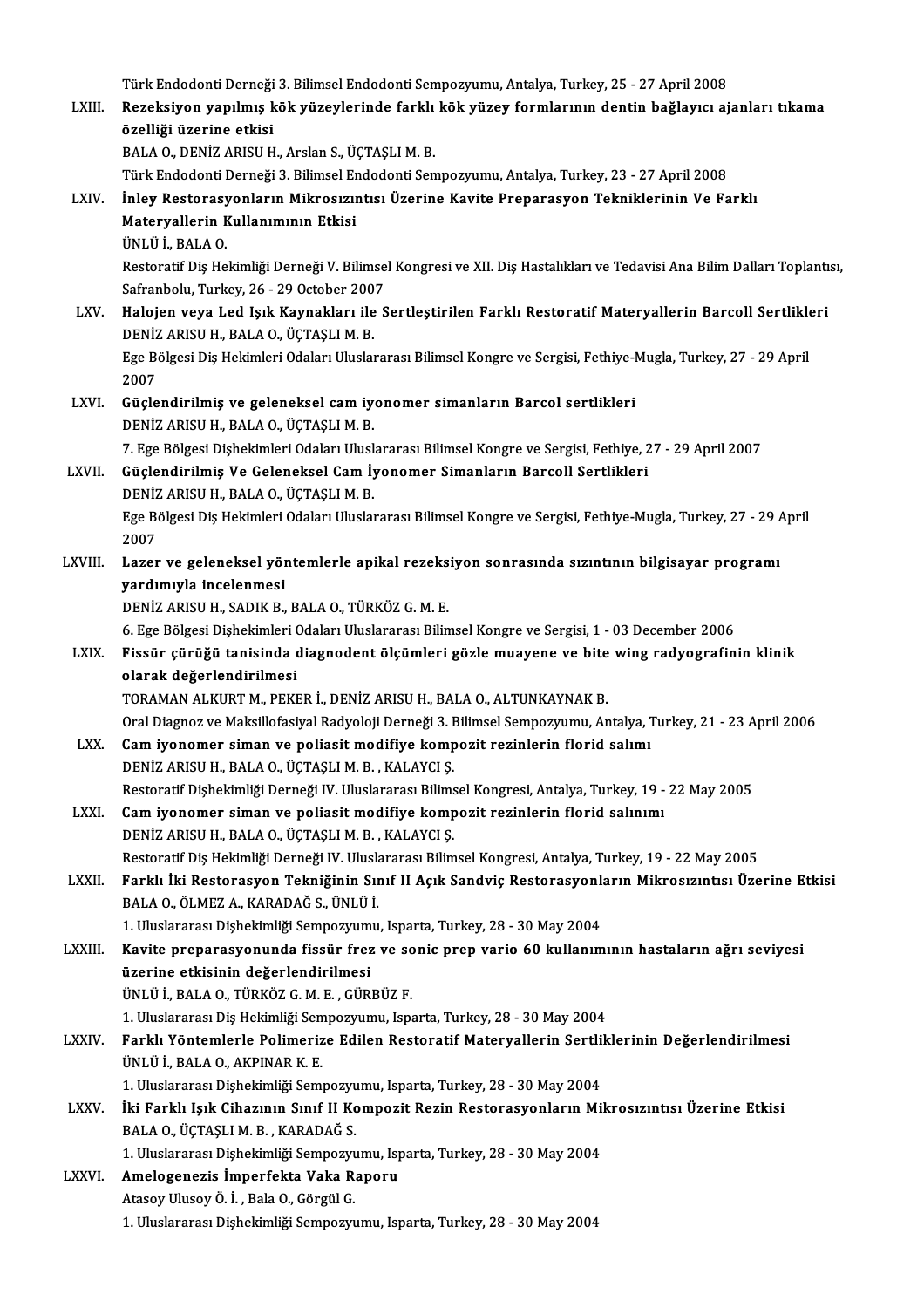Türk Endodonti Derneği 3. Bilimsel Endodonti Sempozyumu, Antalya, Turkey, 25 - 27 April 2008

LXIII. **Rezeksiyon yapılmış kök yüzeylerinde farklı kök yüzey formlarının dentin bağlayıcı ajanları tıkama özelliği üzerine etkisi**
BALA O., DENİZ ARISU H., Arslan S., ÜÇTAŞLI M. B.
Türk Endodonti Derneği 3. Bilimsel Endodonti Sempozyumu, Antalya, Turkey, 23 - 27 April 2008

LXIV. **İnley Restorasyonların Mikrosızıntısı Üzerine Kavite Preparasyon Tekniklerinin Ve Farklı Materyallerin Kullanımının Etkisi**
ÜNLÜ İ., BALA O.
Restoratif Diş Hekimliği Derneği V. Bilimsel Kongresi ve XII. Diş Hastalıkları ve Tedavisi Ana Bilim Dalları Toplantısı, Safranbolu, Turkey, 26 - 29 October 2007

LXV. **Halojen veya Led Işık Kaynakları ile Sertleştirilen Farklı Restoratif Materyallerin Barcoll Sertlikleri**
DENİZ ARISU H., BALA O., ÜÇTAŞLI M. B.
Ege Bölgesi Diş Hekimleri Odaları Uluslararası Bilimsel Kongre ve Sergisi, Fethiye-Mugla, Turkey, 27 - 29 April 2007

LXVI. **Güçlendirilmiş ve geleneksel cam iyonomer simanların Barcol sertlikleri**
DENİZ ARISU H., BALA O., ÜÇTAŞLI M. B.
7. Ege Bölgesi Dişhekimleri Odaları Uluslararası Bilimsel Kongre ve Sergisi, Fethiye, 27 - 29 April 2007

LXVII. **Güçlendirilmiş Ve Geleneksel Cam İyonomer Simanların Barcoll Sertlikleri**
DENİZ ARISU H., BALA O., ÜÇTAŞLI M. B.
Ege Bölgesi Diş Hekimleri Odaları Uluslararası Bilimsel Kongre ve Sergisi, Fethiye-Mugla, Turkey, 27 - 29 April 2007

LXVIII. **Lazer ve geleneksel yöntemlerle apikal rezeksiyon sonrasında sızıntının bilgisayar programı yardımıyla incelenmesi**
DENİZ ARISU H., SADIK B., BALA O., TÜRKÖZ G. M. E.
6. Ege Bölgesi Dişhekimleri Odaları Uluslararası Bilimsel Kongre ve Sergisi, 1 - 03 December 2006

LXIX. **Fissür çürüğü tanisinda diagnodent ölçümleri gözle muayene ve bite wing radyografinin klinik olarak değerlendirilmesi**
TORAMAN ALKURT M., PEKER İ., DENİZ ARISU H., BALA O., ALTUNKAYNAK B.
Oral Diagnoz ve Maksillofasiyal Radyoloji Derneği 3. Bilimsel Sempozyumu, Antalya, Turkey, 21 - 23 April 2006

LXX. **Cam iyonomer siman ve poliasit modifiye kompozit rezinlerin florid salımı**
DENİZ ARISU H., BALA O., ÜÇTAŞLI M. B. , KALAYCI Ş.
Restoratif Dişhekimliği Derneği IV. Uluslararası Bilimsel Kongresi, Antalya, Turkey, 19 - 22 May 2005

LXXI. **Cam iyonomer siman ve poliasit modifiye kompozit rezinlerin florid salınımı**
DENİZ ARISU H., BALA O., ÜÇTAŞLI M. B. , KALAYCI Ş.
Restoratif Diş Hekimliği Derneği IV. Uluslararası Bilimsel Kongresi, Antalya, Turkey, 19 - 22 May 2005

LXXII. **Farklı İki Restorasyon Tekniğinin Sınıf II Açık Sandviç Restorasyonların Mikrosızıntısı Üzerine Etkisi**
BALA O., ÖLMEZ A., KARADAĞ S., ÜNLÜ İ.
1. Uluslararası Dişhekimliği Sempozyumu, Isparta, Turkey, 28 - 30 May 2004

LXXIII. **Kavite preparasyonunda fissür frez ve sonic prep vario 60 kullanımının hastaların ağrı seviyesi üzerine etkisinin değerlendirilmesi**
ÜNLÜ İ., BALA O., TÜRKÖZ G. M. E. , GÜRBÜZ F.
1. Uluslararası Diş Hekimliği Sempozyumu, Isparta, Turkey, 28 - 30 May 2004

LXXIV. **Farklı Yöntemlerle Polimerize Edilen Restoratif Materyallerin Sertliklerinin Değerlendirilmesi**
ÜNLÜ İ., BALA O., AKPINAR K. E.
1. Uluslararası Dişhekimliği Sempozyumu, Isparta, Turkey, 28 - 30 May 2004

LXXV. **İki Farklı Işık Cihazının Sınıf II Kompozit Rezin Restorasyonların Mikrosızıntısı Üzerine Etkisi**
BALA O., ÜÇTAŞLI M. B. , KARADAĞ S.
1. Uluslararası Dişhekimliği Sempozyumu, Isparta, Turkey, 28 - 30 May 2004

LXXVI. **Amelogenezis İmperfekta Vaka Raporu**
Atasoy Ulusoy Ö. İ. , Bala O., Görgül G.
1. Uluslararası Dişhekimliği Sempozyumu, Isparta, Turkey, 28 - 30 May 2004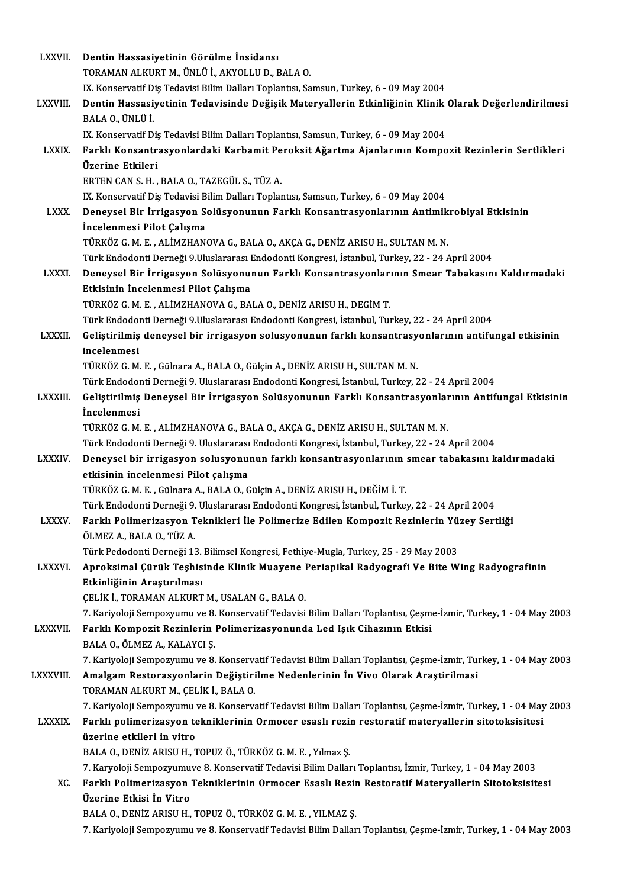LXXVII. **Dentin Hassasiyetinin Görülme İnsidansı**
TORAMAN ALKURT M., ÜNLÜ İ., AKYOLLU D., BALA O.
IX. Konservatif Diş Tedavisi Bilim Dalları Toplantısı, Samsun, Turkey, 6 - 09 May 2004

LXXVIII. **Dentin Hassasiyetinin Tedavisinde Değişik Materyallerin Etkinliğinin Klinik Olarak Değerlendirilmesi**
BALA O., ÜNLÜ İ.
IX. Konservatif Diş Tedavisi Bilim Dalları Toplantısı, Samsun, Turkey, 6 - 09 May 2004

LXXIX. **Farklı Konsantrasyonlardaki Karbamit Peroksit Ağartma Ajanlarının Kompozit Rezinlerin Sertlikleri Üzerine Etkileri**
ERTEN CAN S. H. , BALA O., TAZEGÜL S., TÜZ A.
IX. Konservatif Diş Tedavisi Bilim Dalları Toplantısı, Samsun, Turkey, 6 - 09 May 2004

LXXX. **Deneysel Bir İrrigasyon Solüsyonunun Farklı Konsantrasyonlarının Antimikrobiyal Etkisinin İncelenmesi Pilot Çalışma**
TÜRKÖZ G. M. E. , ALİMZHANOVA G., BALA O., AKÇA G., DENİZ ARISU H., SULTAN M. N.
Türk Endodonti Derneği 9.Uluslararası Endodonti Kongresi, İstanbul, Turkey, 22 - 24 April 2004

LXXXI. **Deneysel Bir İrrigasyon Solüsyonunun Farklı Konsantrasyonlarının Smear Tabakasını Kaldırmadaki Etkisinin İncelenmesi Pilot Çalışma**
TÜRKÖZ G. M. E. , ALİMZHANOVA G., BALA O., DENİZ ARISU H., DEGİM T.
Türk Endodonti Derneği 9.Uluslararası Endodonti Kongresi, İstanbul, Turkey, 22 - 24 April 2004

LXXXII. **Geliştirilmiş deneysel bir irrigasyon solusyonunun farklı konsantrasyonlarının antifungal etkisinin incelenmesi**
TÜRKÖZ G. M. E. , Gülnara A., BALA O., Gülçin A., DENİZ ARISU H., SULTAN M. N.
Türk Endodonti Derneği 9. Uluslararası Endodonti Kongresi, İstanbul, Turkey, 22 - 24 April 2004

LXXXIII. **Geliştirilmiş Deneysel Bir İrrigasyon Solüsyonunun Farklı Konsantrasyonlarının Antifungal Etkisinin İncelenmesi**
TÜRKÖZ G. M. E. , ALİMZHANOVA G., BALA O., AKÇA G., DENİZ ARISU H., SULTAN M. N.
Türk Endodonti Derneği 9. Uluslararası Endodonti Kongresi, İstanbul, Turkey, 22 - 24 April 2004

LXXXIV. **Deneysel bir irrigasyon solusyonunun farklı konsantrasyonlarının smear tabakasını kaldırmadaki etkisinin incelenmesi Pilot çalışma**
TÜRKÖZ G. M. E. , Gülnara A., BALA O., Gülçin A., DENİZ ARISU H., DEĞİM İ. T.
Türk Endodonti Derneği 9. Uluslararası Endodonti Kongresi, İstanbul, Turkey, 22 - 24 April 2004

LXXXV. **Farklı Polimerizasyon Teknikleri İle Polimerize Edilen Kompozit Rezinlerin Yüzey Sertliği**
ÖLMEZ A., BALA O., TÜZ A.
Türk Pedodonti Derneği 13. Bilimsel Kongresi, Fethiye-Mugla, Turkey, 25 - 29 May 2003

LXXXVI. **Aproksimal Çürük Teşhisinde Klinik Muayene Periapikal Radyografi Ve Bite Wing Radyografinin Etkinliğinin Araştırılması**
ÇELİK İ., TORAMAN ALKURT M., USALAN G., BALA O.
7. Kariyoloji Sempozyumu ve 8. Konservatif Tedavisi Bilim Dalları Toplantısı, Çeşme-İzmir, Turkey, 1 - 04 May 2003

LXXXVII. **Farklı Kompozit Rezinlerin Polimerizasyonunda Led Işık Cihazının Etkisi**
BALA O., ÖLMEZ A., KALAYCI Ş.
7. Kariyoloji Sempozyumu ve 8. Konservatif Tedavisi Bilim Dalları Toplantısı, Çeşme-İzmir, Turkey, 1 - 04 May 2003

LXXXVIII. **Amalgam Restorasyonlarin Değiştirilme Nedenlerinin İn Vivo Olarak Araştirilmasi**
TORAMAN ALKURT M., ÇELİK İ., BALA O.
7. Kariyoloji Sempozyumu ve 8. Konservatif Tedavisi Bilim Dalları Toplantısı, Çeşme-İzmir, Turkey, 1 - 04 May 2003

LXXXIX. **Farklı polimerizasyon tekniklerinin Ormocer esaslı rezin restoratif materyallerin sitotoksisitesi üzerine etkileri in vitro**
BALA O., DENİZ ARISU H., TOPUZ Ö., TÜRKÖZ G. M. E. , Yılmaz Ş.
7. Karyoloji Sempozyumuve 8. Konservatif Tedavisi Bilim Dalları Toplantısı, İzmir, Turkey, 1 - 04 May 2003

XC. **Farklı Polimerizasyon Tekniklerinin Ormocer Esaslı Rezin Restoratif Materyallerin Sitotoksisitesi Üzerine Etkisi İn Vitro**
BALA O., DENİZ ARISU H., TOPUZ Ö., TÜRKÖZ G. M. E. , YILMAZ Ş.
7. Kariyoloji Sempozyumu ve 8. Konservatif Tedavisi Bilim Dalları Toplantısı, Çeşme-İzmir, Turkey, 1 - 04 May 2003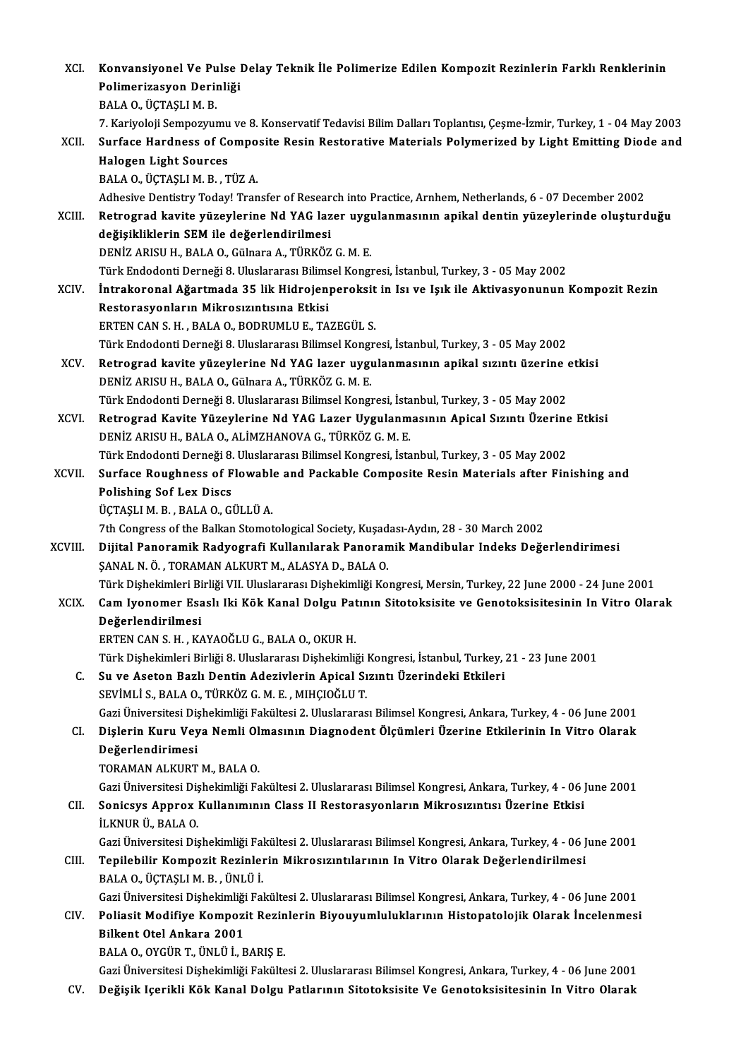XCI. **Konvansiyonel Ve Pulse Delay Teknik İle Polimerize Edilen Kompozit Rezinlerin Farklı Renklerinin Polimerizasyon Derinliği**
BALA O., ÜÇTAŞLI M. B.
7. Kariyoloji Sempozyumu ve 8. Konservatif Tedavisi Bilim Dalları Toplantısı, Çeşme-İzmir, Turkey, 1 - 04 May 2003

XCII. **Surface Hardness of Composite Resin Restorative Materials Polymerized by Light Emitting Diode and Halogen Light Sources**
BALA O., ÜÇTAŞLI M. B. , TÜZ A.
Adhesive Dentistry Today! Transfer of Research into Practice, Arnhem, Netherlands, 6 - 07 December 2002

XCIII. **Retrograd kavite yüzeylerine Nd YAG lazer uygulanmasının apikal dentin yüzeylerinde oluşturduğu değişikliklerin SEM ile değerlendirilmesi**
DENİZ ARISU H., BALA O., Gülnara A., TÜRKÖZ G. M. E.
Türk Endodonti Derneği 8. Uluslararası Bilimsel Kongresi, İstanbul, Turkey, 3 - 05 May 2002

XCIV. **İntrakoronal Ağartmada 35 lik Hidrojenperoksit in Isı ve Işık ile Aktivasyonunun Kompozit Rezin Restorasyonların Mikrosızıntısına Etkisi**
ERTEN CAN S. H. , BALA O., BODRUMLU E., TAZEGÜL S.
Türk Endodonti Derneği 8. Uluslararası Bilimsel Kongresi, İstanbul, Turkey, 3 - 05 May 2002

XCV. **Retrograd kavite yüzeylerine Nd YAG lazer uygulanmasının apikal sızıntı üzerine etkisi**
DENİZ ARISU H., BALA O., Gülnara A., TÜRKÖZ G. M. E.
Türk Endodonti Derneği 8. Uluslararası Bilimsel Kongresi, İstanbul, Turkey, 3 - 05 May 2002

XCVI. **Retrograd Kavite Yüzeylerine Nd YAG Lazer Uygulanmasının Apical Sızıntı Üzerine Etkisi**
DENİZ ARISU H., BALA O., ALİMZHANOVA G., TÜRKÖZ G. M. E.
Türk Endodonti Derneği 8. Uluslararası Bilimsel Kongresi, İstanbul, Turkey, 3 - 05 May 2002

XCVII. **Surface Roughness of Flowable and Packable Composite Resin Materials after Finishing and Polishing Sof Lex Discs**
ÜÇTAŞLI M. B. , BALA O., GÜLLÜ A.
7th Congress of the Balkan Stomotological Society, Kuşadası-Aydın, 28 - 30 March 2002

XCVIII. **Dijital Panoramik Radyografi Kullanılarak Panoramik Mandibular Indeks Değerlendirimesi**
ŞANAL N. Ö. , TORAMAN ALKURT M., ALASYA D., BALA O.
Türk Dişhekimleri Birliği VII. Uluslararası Dişhekimliği Kongresi, Mersin, Turkey, 22 June 2000 - 24 June 2001

XCIX. **Cam Iyonomer Esaslı Iki Kök Kanal Dolgu Patının Sitotoksisite ve Genotoksisitesinin In Vitro Olarak Değerlendirilmesi**
ERTEN CAN S. H. , KAYAOĞLU G., BALA O., OKUR H.
Türk Dişhekimleri Birliği 8. Uluslararası Dişhekimliği Kongresi, İstanbul, Turkey, 21 - 23 June 2001

C. **Su ve Aseton Bazlı Dentin Adezivlerin Apical Sızıntı Üzerindeki Etkileri**
SEVİMLİ S., BALA O., TÜRKÖZ G. M. E. , MIHÇIOĞLU T.
Gazi Üniversitesi Dişhekimliği Fakültesi 2. Uluslararası Bilimsel Kongresi, Ankara, Turkey, 4 - 06 June 2001

CI. **Dişlerin Kuru Veya Nemli Olmasının Diagnodent Ölçümleri Üzerine Etkilerinin In Vitro Olarak Değerlendirimesi**
TORAMAN ALKURT M., BALA O.
Gazi Üniversitesi Dişhekimliği Fakültesi 2. Uluslararası Bilimsel Kongresi, Ankara, Turkey, 4 - 06 June 2001

CII. **Sonicsys Approx Kullanımının Class II Restorasyonların Mikrosızıntısı Üzerine Etkisi**
İLKNUR Ü., BALA O.
Gazi Üniversitesi Dişhekimliği Fakültesi 2. Uluslararası Bilimsel Kongresi, Ankara, Turkey, 4 - 06 June 2001

CIII. **Tepilebilir Kompozit Rezinlerin Mikrosızıntılarının In Vitro Olarak Değerlendirilmesi**
BALA O., ÜÇTAŞLI M. B. , ÜNLÜ İ.
Gazi Üniversitesi Dişhekimliği Fakültesi 2. Uluslararası Bilimsel Kongresi, Ankara, Turkey, 4 - 06 June 2001

CIV. **Poliasit Modifiye Kompozit Rezinlerin Biyouyumluluklarının Histopatolojik Olarak İncelenmesi Bilkent Otel Ankara 2001**
BALA O., OYGÜR T., ÜNLÜ İ., BARIŞ E.
Gazi Üniversitesi Dişhekimliği Fakültesi 2. Uluslararası Bilimsel Kongresi, Ankara, Turkey, 4 - 06 June 2001

CV. **Değişik Içerikli Kök Kanal Dolgu Patlarının Sitotoksisite Ve Genotoksisitesinin In Vitro Olarak**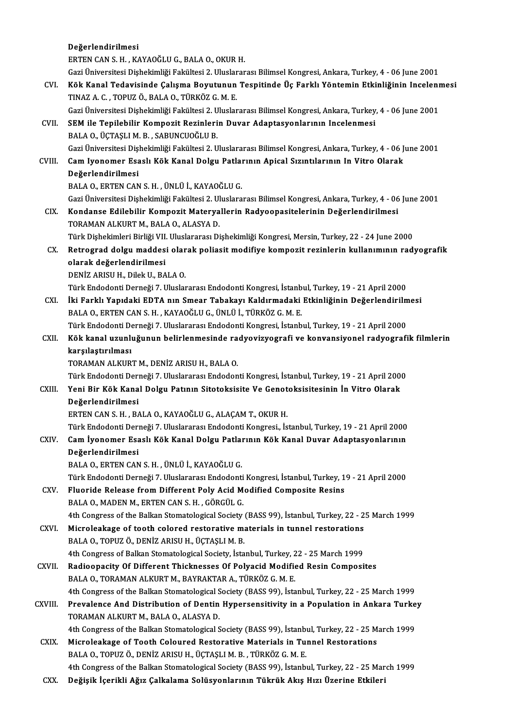**Değerlendirilmesi**
ERTEN CAN S. H. , KAYAOĞLU G., BALA O., OKUR H.
Gazi Üniversitesi Dişhekimliği Fakültesi 2. Uluslararası Bilimsel Kongresi, Ankara, Turkey, 4 - 06 June 2001

CVI. **Kök Kanal Tedavisinde Çalışma Boyutunun Tespitinde Üç Farklı Yöntemin Etkinliğinin İncelenmesi**
TINAZ A. C. , TOPUZ Ö., BALA O., TÜRKÖZ G. M. E.
Gazi Üniversitesi Dişhekimliği Fakültesi 2. Uluslararası Bilimsel Kongresi, Ankara, Turkey, 4 - 06 June 2001

CVII. **SEM ile Tepilebilir Kompozit Rezinlerin Duvar Adaptasyonlarının İncelenmesi**
BALA O., ÜÇTAŞLI M. B. , SABUNCUOĞLU B.
Gazi Üniversitesi Dişhekimliği Fakültesi 2. Uluslararası Bilimsel Kongresi, Ankara, Turkey, 4 - 06 June 2001

CVIII. **Cam Iyonomer Esaslı Kök Kanal Dolgu Patlarının Apical Sızıntılarının In Vitro Olarak Değerlendirilmesi**
BALA O., ERTEN CAN S. H. , ÜNLÜ İ., KAYAOĞLU G.
Gazi Üniversitesi Dişhekimliği Fakültesi 2. Uluslararası Bilimsel Kongresi, Ankara, Turkey, 4 - 06 June 2001

CIX. **Kondanse Edilebilir Kompozit Materyallerin Radyoopasitelerinin Değerlendirilmesi**
TORAMAN ALKURT M., BALA O., ALASYA D.
Türk Dişhekimleri Birliği VII. Uluslararası Dişhekimliği Kongresi, Mersin, Turkey, 22 - 24 June 2000

CX. **Retrograd dolgu maddesi olarak poliasit modifiye kompozit rezinlerin kullanımının radyografik olarak değerlendirilmesi**
DENİZ ARISU H., Dilek U., BALA O.
Türk Endodonti Derneği 7. Uluslararası Endodonti Kongresi, İstanbul, Turkey, 19 - 21 April 2000

CXI. **İki Farklı Yapıdaki EDTA nın Smear Tabakayı Kaldırmadaki Etkinliğinin Değerlendirilmesi**
BALA O., ERTEN CAN S. H. , KAYAOĞLU G., ÜNLÜ İ., TÜRKÖZ G. M. E.
Türk Endodonti Derneği 7. Uluslararası Endodonti Kongresi, İstanbul, Turkey, 19 - 21 April 2000

CXII. **Kök kanal uzunluğunun belirlenmesinde radyovizyografi ve konvansiyonel radyografik filmlerin karşılaştırılması**
TORAMAN ALKURT M., DENİZ ARISU H., BALA O.
Türk Endodonti Derneği 7. Uluslararası Endodonti Kongresi, İstanbul, Turkey, 19 - 21 April 2000

CXIII. **Yeni Bir Kök Kanal Dolgu Patının Sitotoksisite Ve Genotoksisitesinin İn Vitro Olarak Değerlendirilmesi**
ERTEN CAN S. H. , BALA O., KAYAOĞLU G., ALAÇAM T., OKUR H.
Türk Endodonti Derneği 7. Uluslararası Endodonti Kongresi., İstanbul, Turkey, 19 - 21 April 2000

CXIV. **Cam İyonomer Esaslı Kök Kanal Dolgu Patlarının Kök Kanal Duvar Adaptasyonlarının Değerlendirilmesi**
BALA O., ERTEN CAN S. H. , ÜNLÜ İ., KAYAOĞLU G.
Türk Endodonti Derneği 7. Uluslararası Endodonti Kongresi, İstanbul, Turkey, 19 - 21 April 2000

CXV. **Fluoride Release from Different Poly Acid Modified Composite Resins**
BALA O., MADEN M., ERTEN CAN S. H. , GÖRGÜL G.
4th Congress of the Balkan Stomatological Society (BASS 99), İstanbul, Turkey, 22 - 25 March 1999

CXVI. **Microleakage of tooth colored restorative materials in tunnel restorations**
BALA O., TOPUZ Ö., DENİZ ARISU H., ÜÇTAŞLI M. B.
4th Congress of Balkan Stomatological Society, İstanbul, Turkey, 22 - 25 March 1999

CXVII. **Radioopacity Of Different Thicknesses Of Polyacid Modified Resin Composites**
BALA O., TORAMAN ALKURT M., BAYRAKTAR A., TÜRKÖZ G. M. E.
4th Congress of the Balkan Stomatological Society (BASS 99), İstanbul, Turkey, 22 - 25 March 1999

CXVIII. **Prevalence And Distribution of Dentin Hypersensitivity in a Population in Ankara Turkey**
TORAMAN ALKURT M., BALA O., ALASYA D.
4th Congress of the Balkan Stomatological Society (BASS 99), İstanbul, Turkey, 22 - 25 March 1999

CXIX. **Microleakage of Tooth Coloured Restorative Materials in Tunnel Restorations**
BALA O., TOPUZ Ö., DENİZ ARISU H., ÜÇTAŞLI M. B. , TÜRKÖZ G. M. E.
4th Congress of the Balkan Stomatological Society (BASS 99), İstanbul, Turkey, 22 - 25 March 1999

CXX. **Değişik İçerikli Ağız Çalkalama Solüsyonlarının Tükrük Akış Hızı Üzerine Etkileri**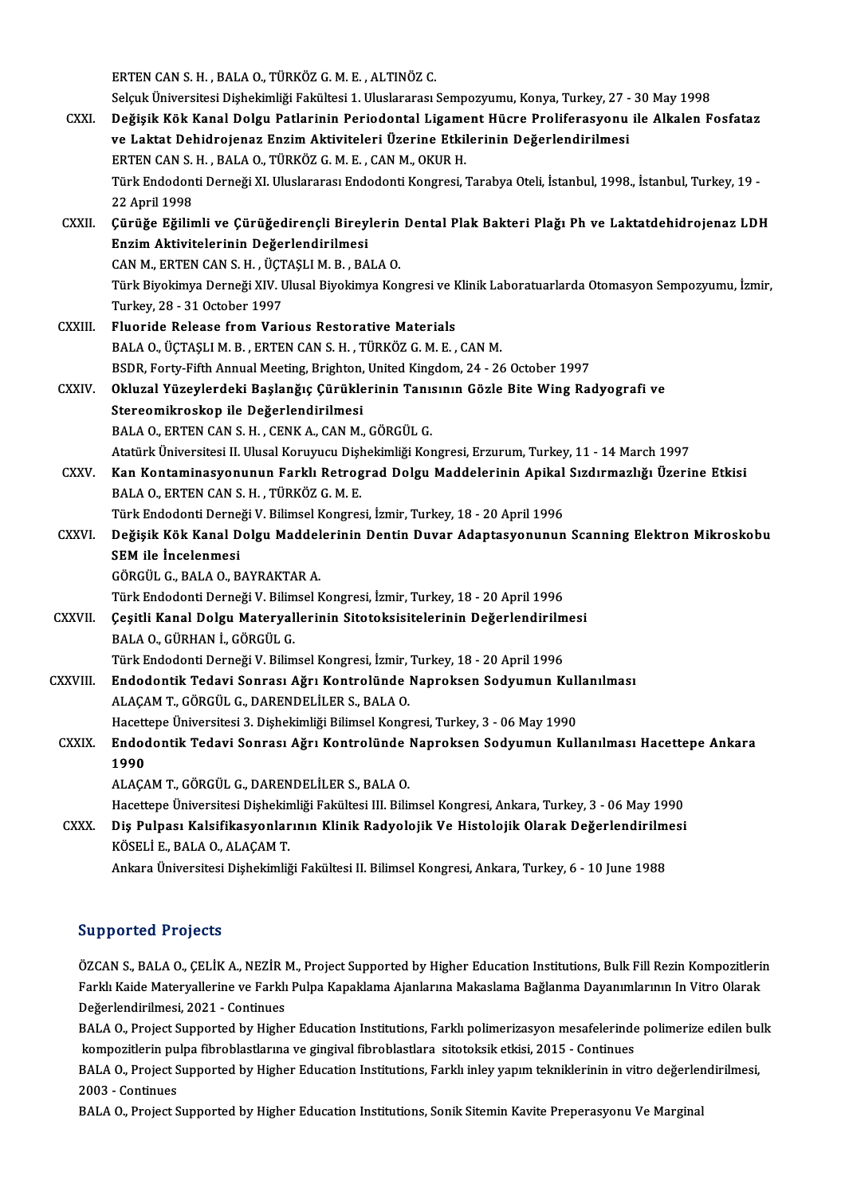ERTEN CAN S. H. , BALA O., TÜRKÖZ G. M. E. , ALTINÖZ C.
Selçuk Üniversitesi Dişhekimliği Fakültesi 1. Uluslararası Sempozyumu, Konya, Turkey, 27 - 30 May 1998

CXXI. **Değişik Kök Kanal Dolgu Patlarinin Periodontal Ligament Hücre Proliferasyonu ile Alkalen Fosfataz ve Laktat Dehidrojenaz Enzim Aktiviteleri Üzerine Etkilerinin Değerlendirilmesi**
ERTEN CAN S. H. , BALA O., TÜRKÖZ G. M. E. , CAN M., OKUR H.
Türk Endodonti Derneği XI. Uluslararası Endodonti Kongresi, Tarabya Oteli, İstanbul, 1998., İstanbul, Turkey, 19 - 22 April 1998

CXXII. **Çürüğe Eğilimli ve Çürüğedirençli Bireylerin Dental Plak Bakteri Plağı Ph ve Laktatdehidrojenaz LDH Enzim Aktivitelerinin Değerlendirilmesi**
CAN M., ERTEN CAN S. H. , ÜÇTAŞLI M. B. , BALA O.
Türk Biyokimya Derneği XIV. Ulusal Biyokimya Kongresi ve Klinik Laboratuarlarda Otomasyon Sempozyumu, İzmir, Turkey, 28 - 31 October 1997

CXXIII. **Fluoride Release from Various Restorative Materials**
BALA O., ÜÇTAŞLI M. B. , ERTEN CAN S. H. , TÜRKÖZ G. M. E. , CAN M.
BSDR, Forty-Fifth Annual Meeting, Brighton, United Kingdom, 24 - 26 October 1997

CXXIV. **Okluzal Yüzeylerdeki Başlangıç Çürüklerinin Tanısının Gözle Bite Wing Radyografi ve Stereomikroskop ile Değerlendirilmesi**
BALA O., ERTEN CAN S. H. , CENK A., CAN M., GÖRGÜL G.
Atatürk Üniversitesi II. Ulusal Koruyucu Dişhekimliği Kongresi, Erzurum, Turkey, 11 - 14 March 1997

CXXV. **Kan Kontaminasyonunun Farklı Retrograd Dolgu Maddelerinin Apikal Sızdırmazlığı Üzerine Etkisi**
BALA O., ERTEN CAN S. H. , TÜRKÖZ G. M. E.
Türk Endodonti Derneği V. Bilimsel Kongresi, İzmir, Turkey, 18 - 20 April 1996

CXXVI. **Değişik Kök Kanal Dolgu Maddelerinin Dentin Duvar Adaptasyonunun Scanning Elektron Mikroskobu SEM ile İncelenmesi**
GÖRGÜL G., BALA O., BAYRAKTAR A.
Türk Endodonti Derneği V. Bilimsel Kongresi, İzmir, Turkey, 18 - 20 April 1996

CXXVII. **Çeşitli Kanal Dolgu Materyallerinin Sitotoksisitelerinin Değerlendirilmesi**
BALA O., GÜRHAN İ., GÖRGÜL G.
Türk Endodonti Derneği V. Bilimsel Kongresi, İzmir, Turkey, 18 - 20 April 1996

CXXVIII. **Endodontik Tedavi Sonrası Ağrı Kontrolünde Naproksen Sodyumun Kullanılması**
ALAÇAM T., GÖRGÜL G., DARENDELİLER S., BALA O.
Hacettepe Üniversitesi 3. Dişhekimliği Bilimsel Kongresi, Turkey, 3 - 06 May 1990

CXXIX. **Endodontik Tedavi Sonrası Ağrı Kontrolünde Naproksen Sodyumun Kullanılması Hacettepe Ankara 1990**
ALAÇAM T., GÖRGÜL G., DARENDELİLER S., BALA O.
Hacettepe Üniversitesi Dişhekimliği Fakültesi III. Bilimsel Kongresi, Ankara, Turkey, 3 - 06 May 1990

CXXX. **Diş Pulpası Kalsifikasyonlarının Klinik Radyolojik Ve Histolojik Olarak Değerlendirilmesi**
KÖSELİ E., BALA O., ALAÇAM T.
Ankara Üniversitesi Dişhekimliği Fakültesi II. Bilimsel Kongresi, Ankara, Turkey, 6 - 10 June 1988

## Supported Projects

ÖZCAN S., BALA O., ÇELİK A., NEZİR M., Project Supported by Higher Education Institutions, Bulk Fill Rezin Kompozitlerin Farklı Kaide Materyallerine ve Farklı Pulpa Kapaklama Ajanlarına Makaslama Bağlanma Dayanımlarının In Vitro Olarak Değerlendirilmesi, 2021 - Continues

BALA O., Project Supported by Higher Education Institutions, Farklı polimerizasyon mesafelerinde polimerize edilen bulk kompozitlerin pulpa fibroblastlarına ve gingival fibroblastlara sitotoksik etkisi, 2015 - Continues

BALA O., Project Supported by Higher Education Institutions, Farklı inley yapım tekniklerinin in vitro değerlendirilmesi, 2003 - Continues

BALA O., Project Supported by Higher Education Institutions, Sonik Sitemin Kavite Preperasyonu Ve Marginal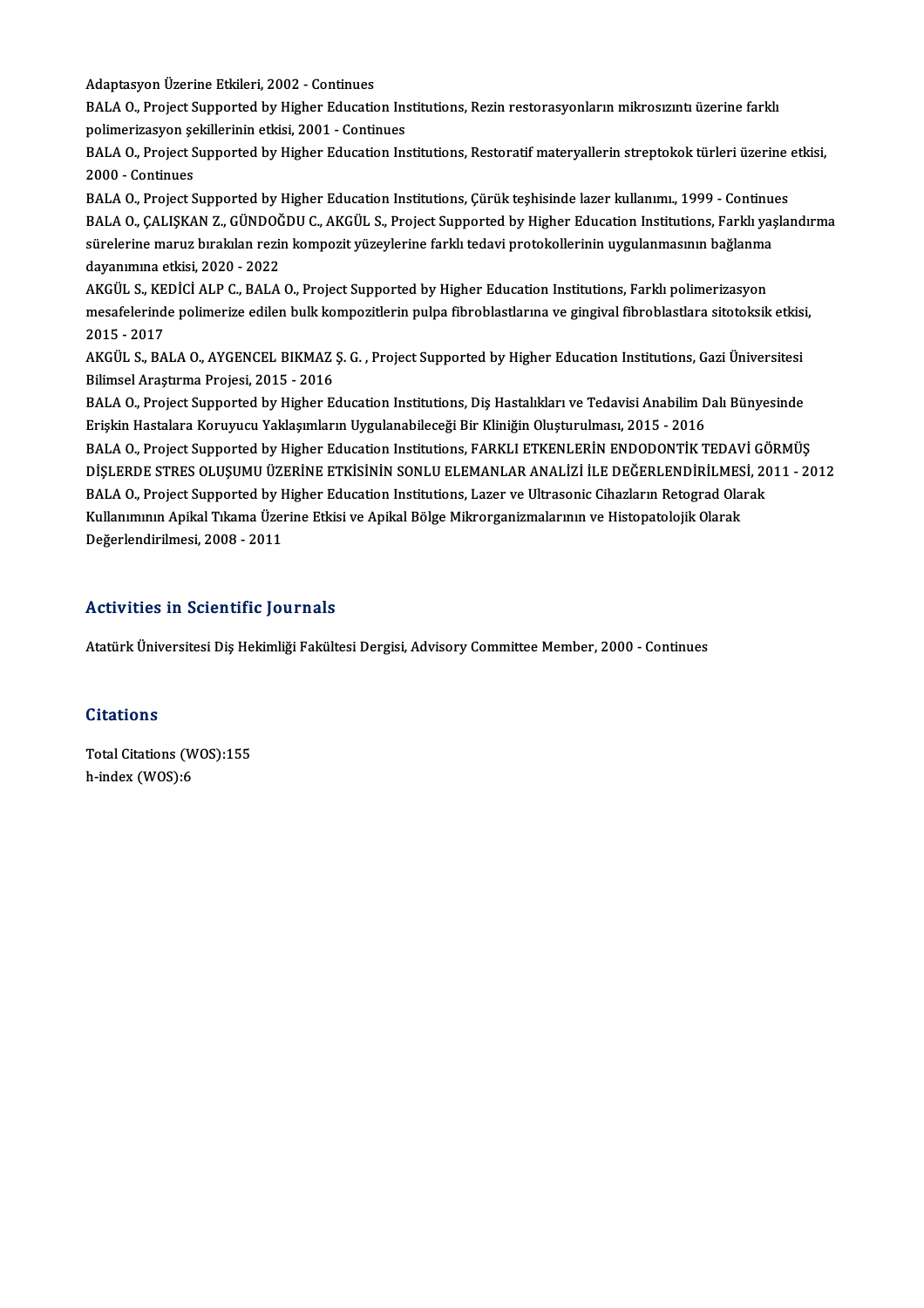Adaptasyon Üzerine Etkileri, 2002 - Continues

BALA O., Project Supported by Higher Education Institutions, Rezin restorasyonların mikrosızıntı üzerine farklı polimerizasyon şekillerinin etkisi, 2001 - Continues

BALA O., Project Supported by Higher Education Institutions, Restoratif materyallerin streptokok türleri üzerine etkisi, 2000 - Continues

BALA O., Project Supported by Higher Education Institutions, Çürük teşhisinde lazer kullanımı., 1999 - Continues

BALA O., ÇALIŞKAN Z., GÜNDOĞDU C., AKGÜL S., Project Supported by Higher Education Institutions, Farklı yaşlandırma sürelerine maruz bırakılan rezin kompozit yüzeylerine farklı tedavi protokollerinin uygulanmasının bağlanma dayanımına etkisi, 2020 - 2022

AKGÜL S., KEDİCİ ALP C., BALA O., Project Supported by Higher Education Institutions, Farklı polimerizasyon mesafelerinde polimerize edilen bulk kompozitlerin pulpa fibroblastlarına ve gingival fibroblastlara sitotoksik etkisi, 2015 - 2017

AKGÜL S., BALA O., AYGENCEL BIKMAZ Ş. G. , Project Supported by Higher Education Institutions, Gazi Üniversitesi Bilimsel Araştırma Projesi, 2015 - 2016

BALA O., Project Supported by Higher Education Institutions, Diş Hastalıkları ve Tedavisi Anabilim Dalı Bünyesinde Erişkin Hastalara Koruyucu Yaklaşımların Uygulanabileceği Bir Kliniğin Oluşturulması, 2015 - 2016

BALA O., Project Supported by Higher Education Institutions, FARKLI ETKENLERİN ENDODONTİK TEDAVİ GÖRMÜŞ DİŞLERDE STRES OLUŞUMU ÜZERİNE ETKİSİNİN SONLU ELEMANLAR ANALİZİ İLE DEĞERLENDİRİLMESİ, 2011 - 2012

BALA O., Project Supported by Higher Education Institutions, Lazer ve Ultrasonic Cihazların Retograd Olarak Kullanımının Apikal Tıkama Üzerine Etkisi ve Apikal Bölge Mikrorganizmalarının ve Histopatolojik Olarak Değerlendirilmesi, 2008 - 2011

## Activities in Scientific Journals

Atatürk Üniversitesi Diş Hekimliği Fakültesi Dergisi, Advisory Committee Member, 2000 - Continues

## Citations

Total Citations (WOS):155

h-index (WOS):6